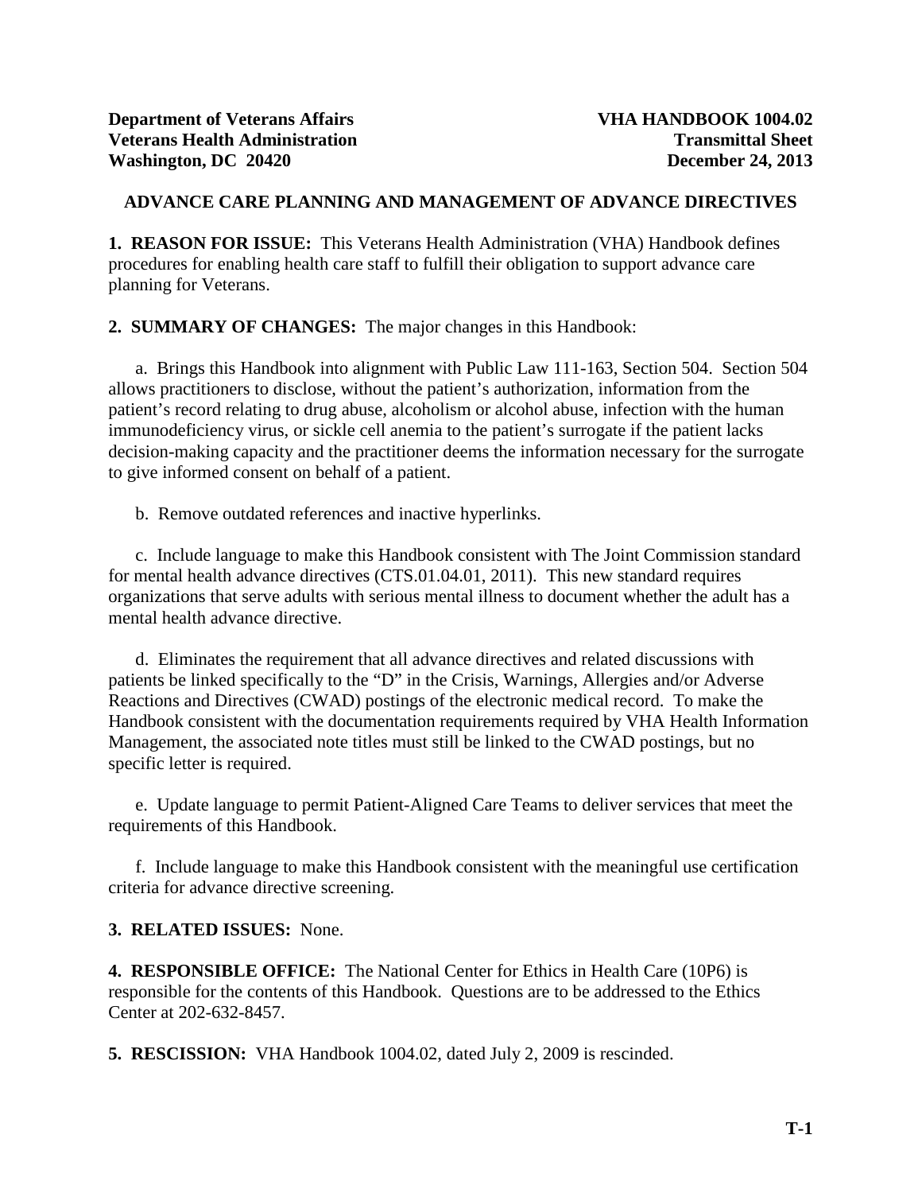**Department of Veterans Affairs** **VHA HANDBOOK 1004.02**
**Veterans Health Administration** **Transmittal Sheet**
**Washington, DC 20420** **December 24, 2013**

# ADVANCE CARE PLANNING AND MANAGEMENT OF ADVANCE DIRECTIVES

**1. REASON FOR ISSUE:** This Veterans Health Administration (VHA) Handbook defines procedures for enabling health care staff to fulfill their obligation to support advance care planning for Veterans.

**2. SUMMARY OF CHANGES:** The major changes in this Handbook:

a. Brings this Handbook into alignment with Public Law 111-163, Section 504. Section 504 allows practitioners to disclose, without the patient's authorization, information from the patient's record relating to drug abuse, alcoholism or alcohol abuse, infection with the human immunodeficiency virus, or sickle cell anemia to the patient's surrogate if the patient lacks decision-making capacity and the practitioner deems the information necessary for the surrogate to give informed consent on behalf of a patient.

b. Remove outdated references and inactive hyperlinks.

c. Include language to make this Handbook consistent with The Joint Commission standard for mental health advance directives (CTS.01.04.01, 2011). This new standard requires organizations that serve adults with serious mental illness to document whether the adult has a mental health advance directive.

d. Eliminates the requirement that all advance directives and related discussions with patients be linked specifically to the "D" in the Crisis, Warnings, Allergies and/or Adverse Reactions and Directives (CWAD) postings of the electronic medical record. To make the Handbook consistent with the documentation requirements required by VHA Health Information Management, the associated note titles must still be linked to the CWAD postings, but no specific letter is required.

e. Update language to permit Patient-Aligned Care Teams to deliver services that meet the requirements of this Handbook.

f. Include language to make this Handbook consistent with the meaningful use certification criteria for advance directive screening.

**3. RELATED ISSUES:** None.

**4. RESPONSIBLE OFFICE:** The National Center for Ethics in Health Care (10P6) is responsible for the contents of this Handbook. Questions are to be addressed to the Ethics Center at 202-632-8457.

**5. RESCISSION:** VHA Handbook 1004.02, dated July 2, 2009 is rescinded.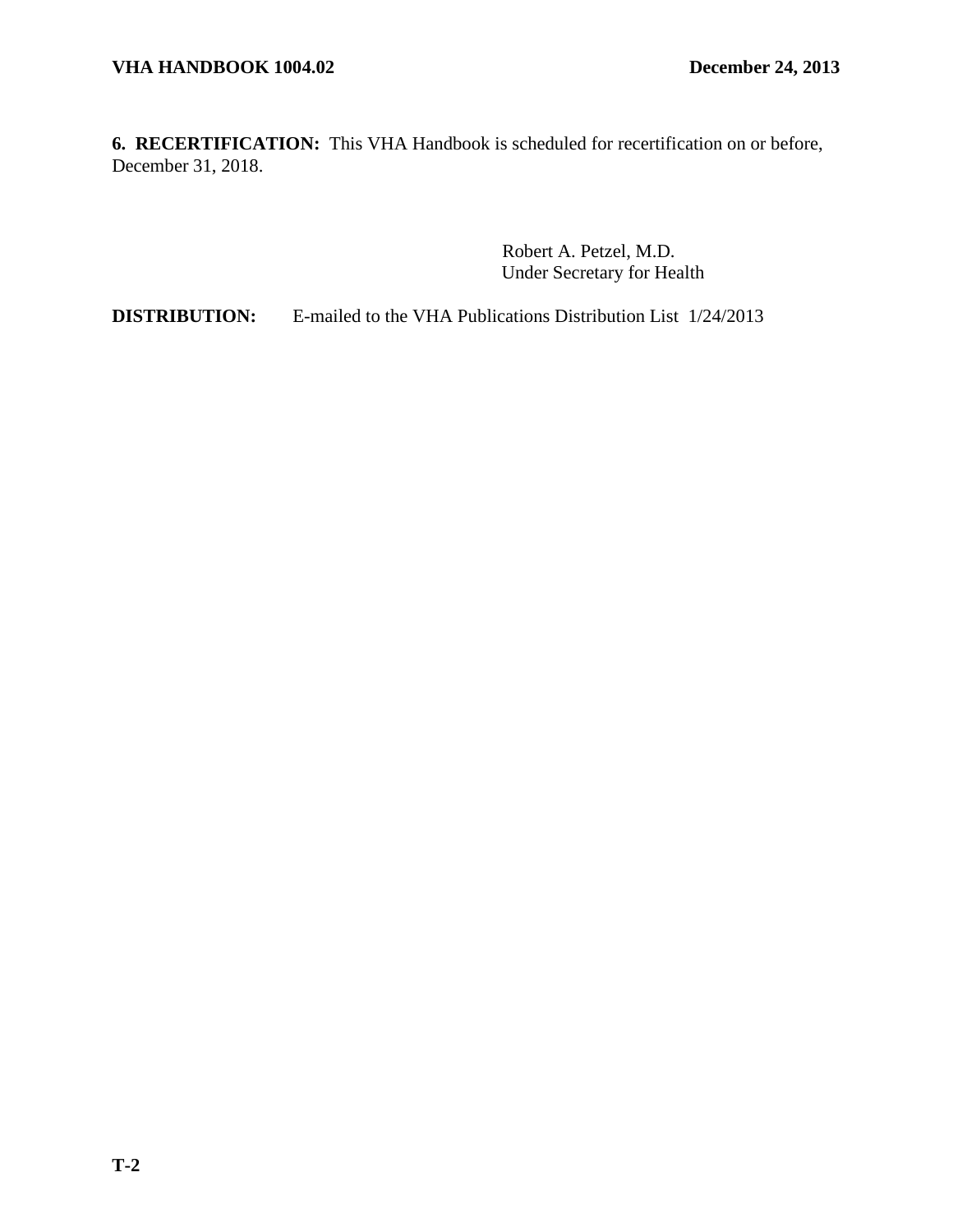**6. RECERTIFICATION:** This VHA Handbook is scheduled for recertification on or before, December 31, 2018.

Robert A. Petzel, M.D.
Under Secretary for Health

**DISTRIBUTION:** E-mailed to the VHA Publications Distribution List 1/24/2013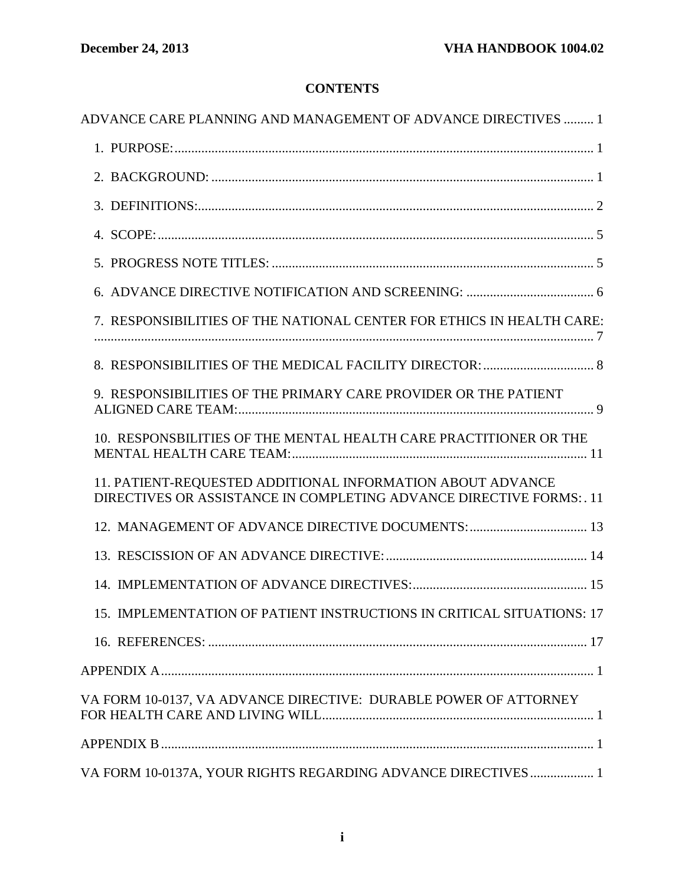# CONTENTS

ADVANCE CARE PLANNING AND MANAGEMENT OF ADVANCE DIRECTIVES ......... 1

1. PURPOSE: ........................................................................................................... 1

2. BACKGROUND: ................................................................................................. 1

3. DEFINITIONS: ..................................................................................................... 2

4. SCOPE: ................................................................................................................. 5

5. PROGRESS NOTE TITLES: ................................................................................ 5

6. ADVANCE DIRECTIVE NOTIFICATION AND SCREENING: ...................................... 6

7. RESPONSIBILITIES OF THE NATIONAL CENTER FOR ETHICS IN HEALTH CARE: ................................................................................................................................. 7

8. RESPONSIBILITIES OF THE MEDICAL FACILITY DIRECTOR: ................................ 8

9. RESPONSIBILITIES OF THE PRIMARY CARE PROVIDER OR THE PATIENT ALIGNED CARE TEAM: ......................................................................................... 9

10. RESPONSBILITIES OF THE MENTAL HEALTH CARE PRACTITIONER OR THE MENTAL HEALTH CARE TEAM: ...................................................................... 11

11. PATIENT-REQUESTED ADDITIONAL INFORMATION ABOUT ADVANCE DIRECTIVES OR ASSISTANCE IN COMPLETING ADVANCE DIRECTIVE FORMS: . 11

12. MANAGEMENT OF ADVANCE DIRECTIVE DOCUMENTS: .................................. 13

13. RESCISSION OF AN ADVANCE DIRECTIVE: ........................................................... 14

14. IMPLEMENTATION OF ADVANCE DIRECTIVES: .................................................... 15

15. IMPLEMENTATION OF PATIENT INSTRUCTIONS IN CRITICAL SITUATIONS: 17

16. REFERENCES: ................................................................................................. 17

APPENDIX A ................................................................................................................ 1

VA FORM 10-0137, VA ADVANCE DIRECTIVE: DURABLE POWER OF ATTORNEY FOR HEALTH CARE AND LIVING WILL ................................................................................ 1

APPENDIX B ................................................................................................................ 1

VA FORM 10-0137A, YOUR RIGHTS REGARDING ADVANCE DIRECTIVES ................... 1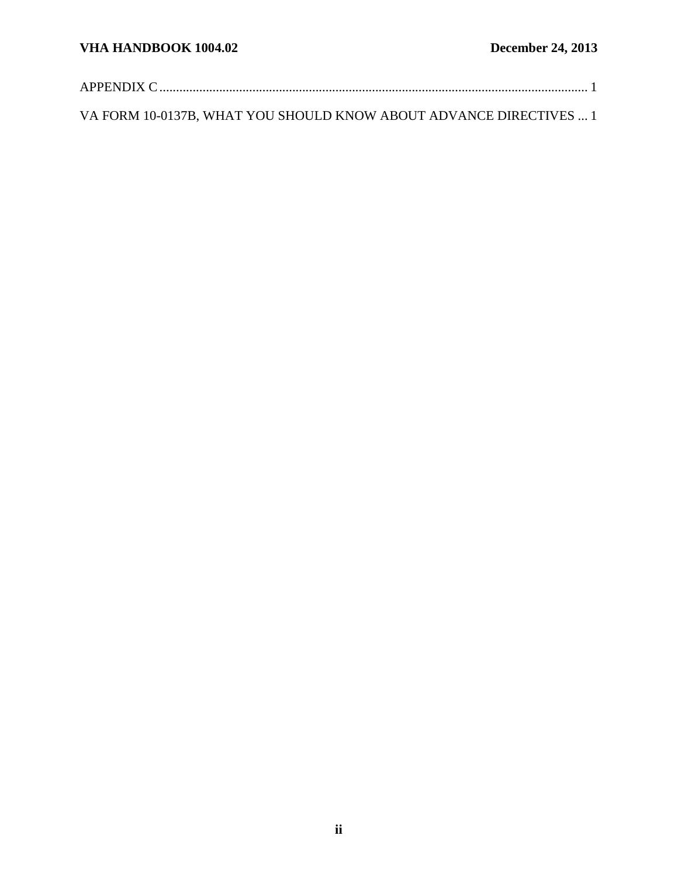APPENDIX C ........................................................................................................................... 1

VA FORM 10-0137B, WHAT YOU SHOULD KNOW ABOUT ADVANCE DIRECTIVES ... 1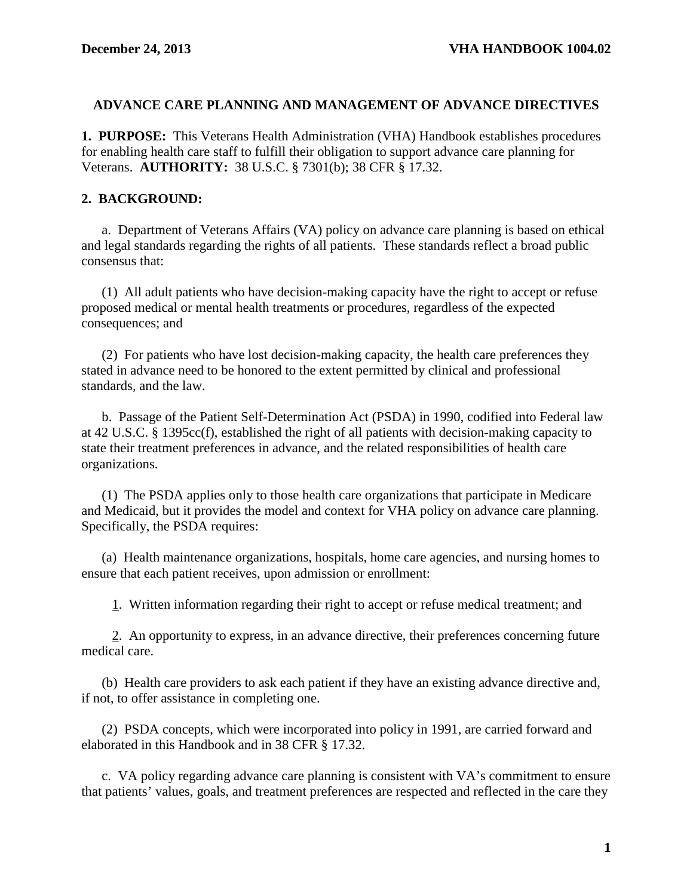## ADVANCE CARE PLANNING AND MANAGEMENT OF ADVANCE DIRECTIVES

**1. PURPOSE:** This Veterans Health Administration (VHA) Handbook establishes procedures for enabling health care staff to fulfill their obligation to support advance care planning for Veterans. **AUTHORITY:** 38 U.S.C. § 7301(b); 38 CFR § 17.32.

**2. BACKGROUND:**

a. Department of Veterans Affairs (VA) policy on advance care planning is based on ethical and legal standards regarding the rights of all patients. These standards reflect a broad public consensus that:

(1) All adult patients who have decision-making capacity have the right to accept or refuse proposed medical or mental health treatments or procedures, regardless of the expected consequences; and

(2) For patients who have lost decision-making capacity, the health care preferences they stated in advance need to be honored to the extent permitted by clinical and professional standards, and the law.

b. Passage of the Patient Self-Determination Act (PSDA) in 1990, codified into Federal law at 42 U.S.C. § 1395cc(f), established the right of all patients with decision-making capacity to state their treatment preferences in advance, and the related responsibilities of health care organizations.

(1) The PSDA applies only to those health care organizations that participate in Medicare and Medicaid, but it provides the model and context for VHA policy on advance care planning. Specifically, the PSDA requires:

(a) Health maintenance organizations, hospitals, home care agencies, and nursing homes to ensure that each patient receives, upon admission or enrollment:

1. Written information regarding their right to accept or refuse medical treatment; and

2. An opportunity to express, in an advance directive, their preferences concerning future medical care.

(b) Health care providers to ask each patient if they have an existing advance directive and, if not, to offer assistance in completing one.

(2) PSDA concepts, which were incorporated into policy in 1991, are carried forward and elaborated in this Handbook and in 38 CFR § 17.32.

c. VA policy regarding advance care planning is consistent with VA's commitment to ensure that patients' values, goals, and treatment preferences are respected and reflected in the care they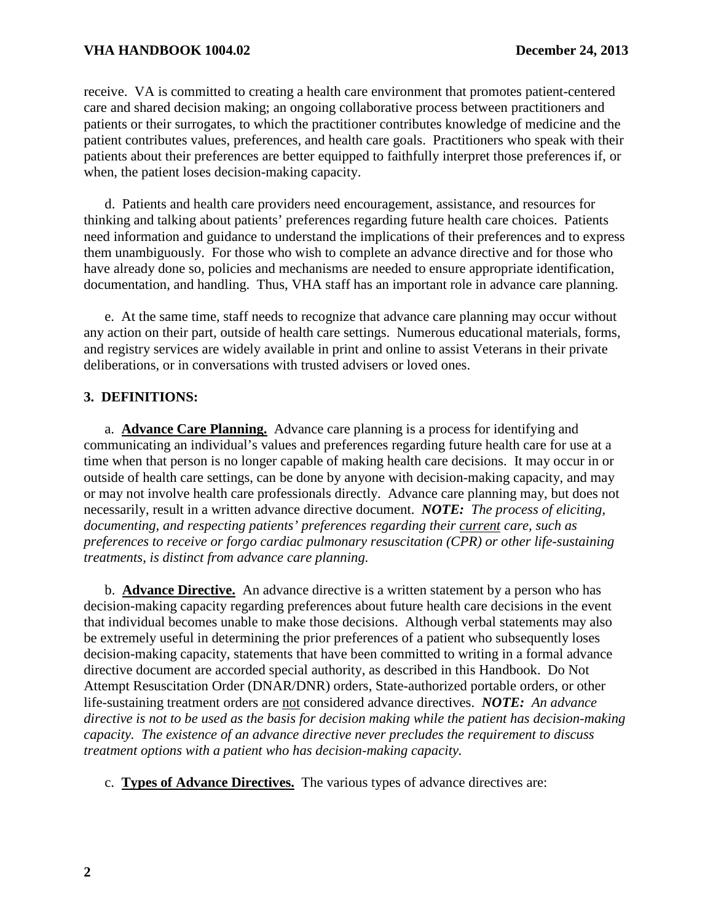receive. VA is committed to creating a health care environment that promotes patient-centered care and shared decision making; an ongoing collaborative process between practitioners and patients or their surrogates, to which the practitioner contributes knowledge of medicine and the patient contributes values, preferences, and health care goals. Practitioners who speak with their patients about their preferences are better equipped to faithfully interpret those preferences if, or when, the patient loses decision-making capacity.

d. Patients and health care providers need encouragement, assistance, and resources for thinking and talking about patients' preferences regarding future health care choices. Patients need information and guidance to understand the implications of their preferences and to express them unambiguously. For those who wish to complete an advance directive and for those who have already done so, policies and mechanisms are needed to ensure appropriate identification, documentation, and handling. Thus, VHA staff has an important role in advance care planning.

e. At the same time, staff needs to recognize that advance care planning may occur without any action on their part, outside of health care settings. Numerous educational materials, forms, and registry services are widely available in print and online to assist Veterans in their private deliberations, or in conversations with trusted advisers or loved ones.

## 3. DEFINITIONS:

a. **Advance Care Planning.** Advance care planning is a process for identifying and communicating an individual's values and preferences regarding future health care for use at a time when that person is no longer capable of making health care decisions. It may occur in or outside of health care settings, can be done by anyone with decision-making capacity, and may or may not involve health care professionals directly. Advance care planning may, but does not necessarily, result in a written advance directive document. ***NOTE:*** *The process of eliciting, documenting, and respecting patients' preferences regarding their current care, such as preferences to receive or forgo cardiac pulmonary resuscitation (CPR) or other life-sustaining treatments, is distinct from advance care planning.*

b. **Advance Directive.** An advance directive is a written statement by a person who has decision-making capacity regarding preferences about future health care decisions in the event that individual becomes unable to make those decisions. Although verbal statements may also be extremely useful in determining the prior preferences of a patient who subsequently loses decision-making capacity, statements that have been committed to writing in a formal advance directive document are accorded special authority, as described in this Handbook. Do Not Attempt Resuscitation Order (DNAR/DNR) orders, State-authorized portable orders, or other life-sustaining treatment orders are not considered advance directives. ***NOTE:*** *An advance directive is not to be used as the basis for decision making while the patient has decision-making capacity. The existence of an advance directive never precludes the requirement to discuss treatment options with a patient who has decision-making capacity.*

c. **Types of Advance Directives.** The various types of advance directives are: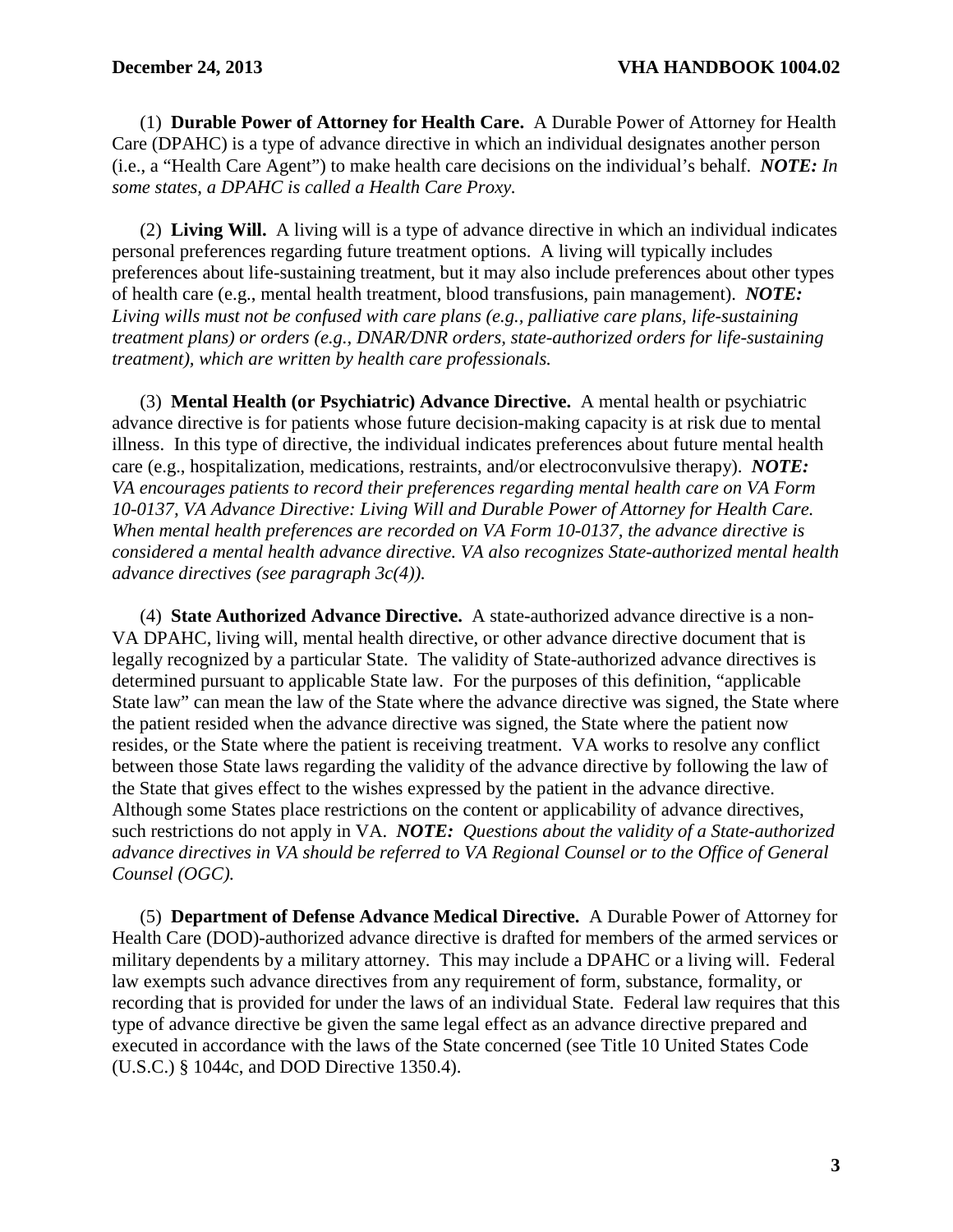(1) **Durable Power of Attorney for Health Care.** A Durable Power of Attorney for Health Care (DPAHC) is a type of advance directive in which an individual designates another person (i.e., a "Health Care Agent") to make health care decisions on the individual's behalf. ***NOTE:*** *In some states, a DPAHC is called a Health Care Proxy.*

(2) **Living Will.** A living will is a type of advance directive in which an individual indicates personal preferences regarding future treatment options. A living will typically includes preferences about life-sustaining treatment, but it may also include preferences about other types of health care (e.g., mental health treatment, blood transfusions, pain management). ***NOTE:*** *Living wills must not be confused with care plans (e.g., palliative care plans, life-sustaining treatment plans) or orders (e.g., DNAR/DNR orders, state-authorized orders for life-sustaining treatment), which are written by health care professionals.*

(3) **Mental Health (or Psychiatric) Advance Directive.** A mental health or psychiatric advance directive is for patients whose future decision-making capacity is at risk due to mental illness. In this type of directive, the individual indicates preferences about future mental health care (e.g., hospitalization, medications, restraints, and/or electroconvulsive therapy). ***NOTE:*** *VA encourages patients to record their preferences regarding mental health care on VA Form 10-0137, VA Advance Directive: Living Will and Durable Power of Attorney for Health Care. When mental health preferences are recorded on VA Form 10-0137, the advance directive is considered a mental health advance directive. VA also recognizes State-authorized mental health advance directives (see paragraph 3c(4)).*

(4) **State Authorized Advance Directive.** A state-authorized advance directive is a non-VA DPAHC, living will, mental health directive, or other advance directive document that is legally recognized by a particular State. The validity of State-authorized advance directives is determined pursuant to applicable State law. For the purposes of this definition, "applicable State law" can mean the law of the State where the advance directive was signed, the State where the patient resided when the advance directive was signed, the State where the patient now resides, or the State where the patient is receiving treatment. VA works to resolve any conflict between those State laws regarding the validity of the advance directive by following the law of the State that gives effect to the wishes expressed by the patient in the advance directive. Although some States place restrictions on the content or applicability of advance directives, such restrictions do not apply in VA. ***NOTE:*** *Questions about the validity of a State-authorized advance directives in VA should be referred to VA Regional Counsel or to the Office of General Counsel (OGC).*

(5) **Department of Defense Advance Medical Directive.** A Durable Power of Attorney for Health Care (DOD)-authorized advance directive is drafted for members of the armed services or military dependents by a military attorney. This may include a DPAHC or a living will. Federal law exempts such advance directives from any requirement of form, substance, formality, or recording that is provided for under the laws of an individual State. Federal law requires that this type of advance directive be given the same legal effect as an advance directive prepared and executed in accordance with the laws of the State concerned (see Title 10 United States Code (U.S.C.) § 1044c, and DOD Directive 1350.4).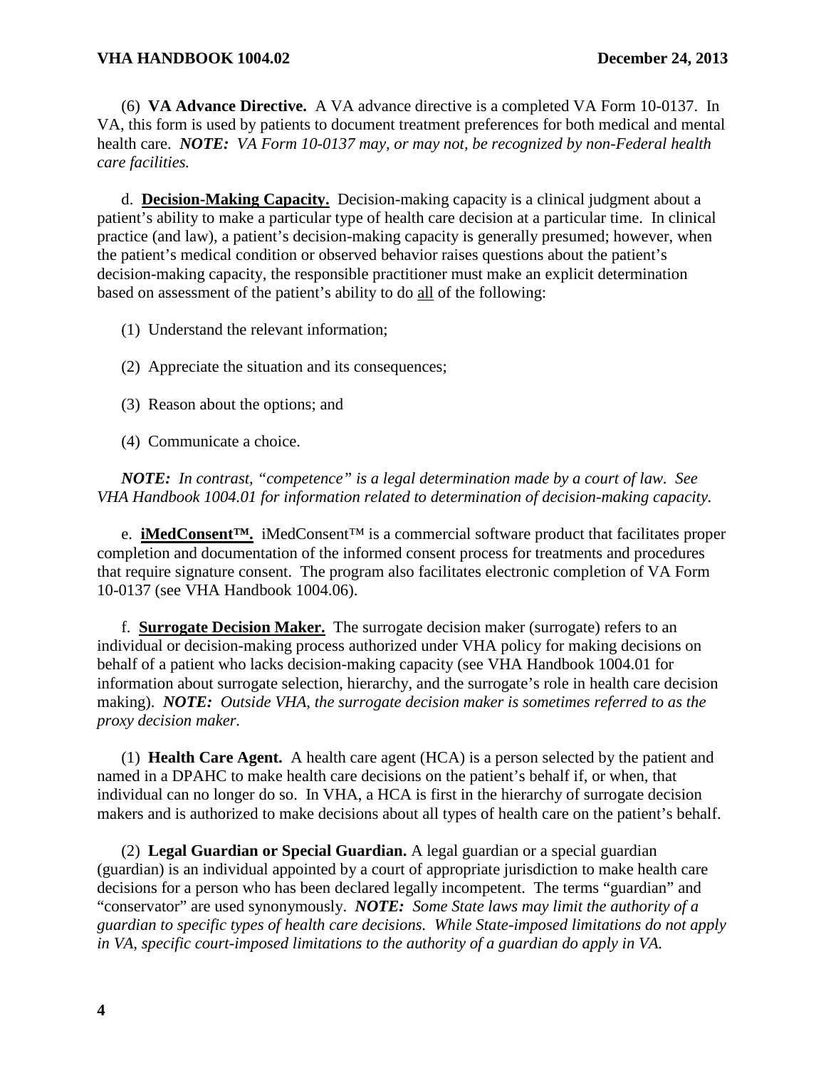(6) **VA Advance Directive.** A VA advance directive is a completed VA Form 10-0137. In VA, this form is used by patients to document treatment preferences for both medical and mental health care. ***NOTE:*** *VA Form 10-0137 may, or may not, be recognized by non-Federal health care facilities.*

d. **Decision-Making Capacity.** Decision-making capacity is a clinical judgment about a patient's ability to make a particular type of health care decision at a particular time. In clinical practice (and law), a patient's decision-making capacity is generally presumed; however, when the patient's medical condition or observed behavior raises questions about the patient's decision-making capacity, the responsible practitioner must make an explicit determination based on assessment of the patient's ability to do all of the following:

(1) Understand the relevant information;

(2) Appreciate the situation and its consequences;

(3) Reason about the options; and

(4) Communicate a choice.

***NOTE:*** *In contrast, "competence" is a legal determination made by a court of law. See VHA Handbook 1004.01 for information related to determination of decision-making capacity.*

e. **iMedConsent™.** iMedConsent™ is a commercial software product that facilitates proper completion and documentation of the informed consent process for treatments and procedures that require signature consent. The program also facilitates electronic completion of VA Form 10-0137 (see VHA Handbook 1004.06).

f. **Surrogate Decision Maker.** The surrogate decision maker (surrogate) refers to an individual or decision-making process authorized under VHA policy for making decisions on behalf of a patient who lacks decision-making capacity (see VHA Handbook 1004.01 for information about surrogate selection, hierarchy, and the surrogate's role in health care decision making). ***NOTE:*** *Outside VHA, the surrogate decision maker is sometimes referred to as the proxy decision maker.*

(1) **Health Care Agent.** A health care agent (HCA) is a person selected by the patient and named in a DPAHC to make health care decisions on the patient's behalf if, or when, that individual can no longer do so. In VHA, a HCA is first in the hierarchy of surrogate decision makers and is authorized to make decisions about all types of health care on the patient's behalf.

(2) **Legal Guardian or Special Guardian.** A legal guardian or a special guardian (guardian) is an individual appointed by a court of appropriate jurisdiction to make health care decisions for a person who has been declared legally incompetent. The terms "guardian" and "conservator" are used synonymously. ***NOTE:*** *Some State laws may limit the authority of a guardian to specific types of health care decisions. While State-imposed limitations do not apply in VA, specific court-imposed limitations to the authority of a guardian do apply in VA.*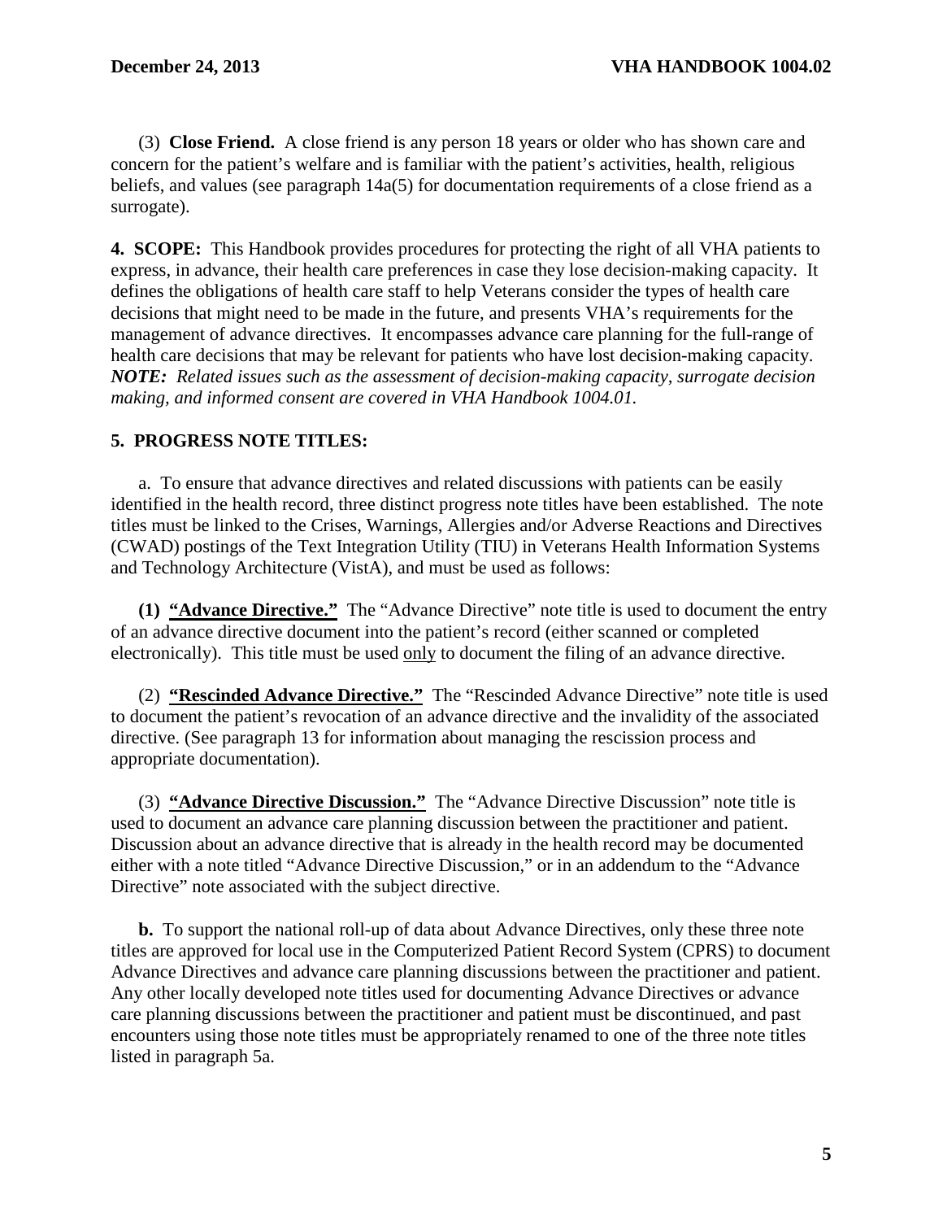(3) **Close Friend.** A close friend is any person 18 years or older who has shown care and concern for the patient's welfare and is familiar with the patient's activities, health, religious beliefs, and values (see paragraph 14a(5) for documentation requirements of a close friend as a surrogate).

**4. SCOPE:** This Handbook provides procedures for protecting the right of all VHA patients to express, in advance, their health care preferences in case they lose decision-making capacity. It defines the obligations of health care staff to help Veterans consider the types of health care decisions that might need to be made in the future, and presents VHA's requirements for the management of advance directives. It encompasses advance care planning for the full-range of health care decisions that may be relevant for patients who have lost decision-making capacity. ***NOTE:*** *Related issues such as the assessment of decision-making capacity, surrogate decision making, and informed consent are covered in VHA Handbook 1004.01.*

**5. PROGRESS NOTE TITLES:**

a. To ensure that advance directives and related discussions with patients can be easily identified in the health record, three distinct progress note titles have been established. The note titles must be linked to the Crises, Warnings, Allergies and/or Adverse Reactions and Directives (CWAD) postings of the Text Integration Utility (TIU) in Veterans Health Information Systems and Technology Architecture (VistA), and must be used as follows:

**(1)** **"Advance Directive."** The "Advance Directive" note title is used to document the entry of an advance directive document into the patient's record (either scanned or completed electronically). This title must be used only to document the filing of an advance directive.

(2) **"Rescinded Advance Directive."** The "Rescinded Advance Directive" note title is used to document the patient's revocation of an advance directive and the invalidity of the associated directive. (See paragraph 13 for information about managing the rescission process and appropriate documentation).

(3) **"Advance Directive Discussion."** The "Advance Directive Discussion" note title is used to document an advance care planning discussion between the practitioner and patient. Discussion about an advance directive that is already in the health record may be documented either with a note titled "Advance Directive Discussion," or in an addendum to the "Advance Directive" note associated with the subject directive.

**b.** To support the national roll-up of data about Advance Directives, only these three note titles are approved for local use in the Computerized Patient Record System (CPRS) to document Advance Directives and advance care planning discussions between the practitioner and patient. Any other locally developed note titles used for documenting Advance Directives or advance care planning discussions between the practitioner and patient must be discontinued, and past encounters using those note titles must be appropriately renamed to one of the three note titles listed in paragraph 5a.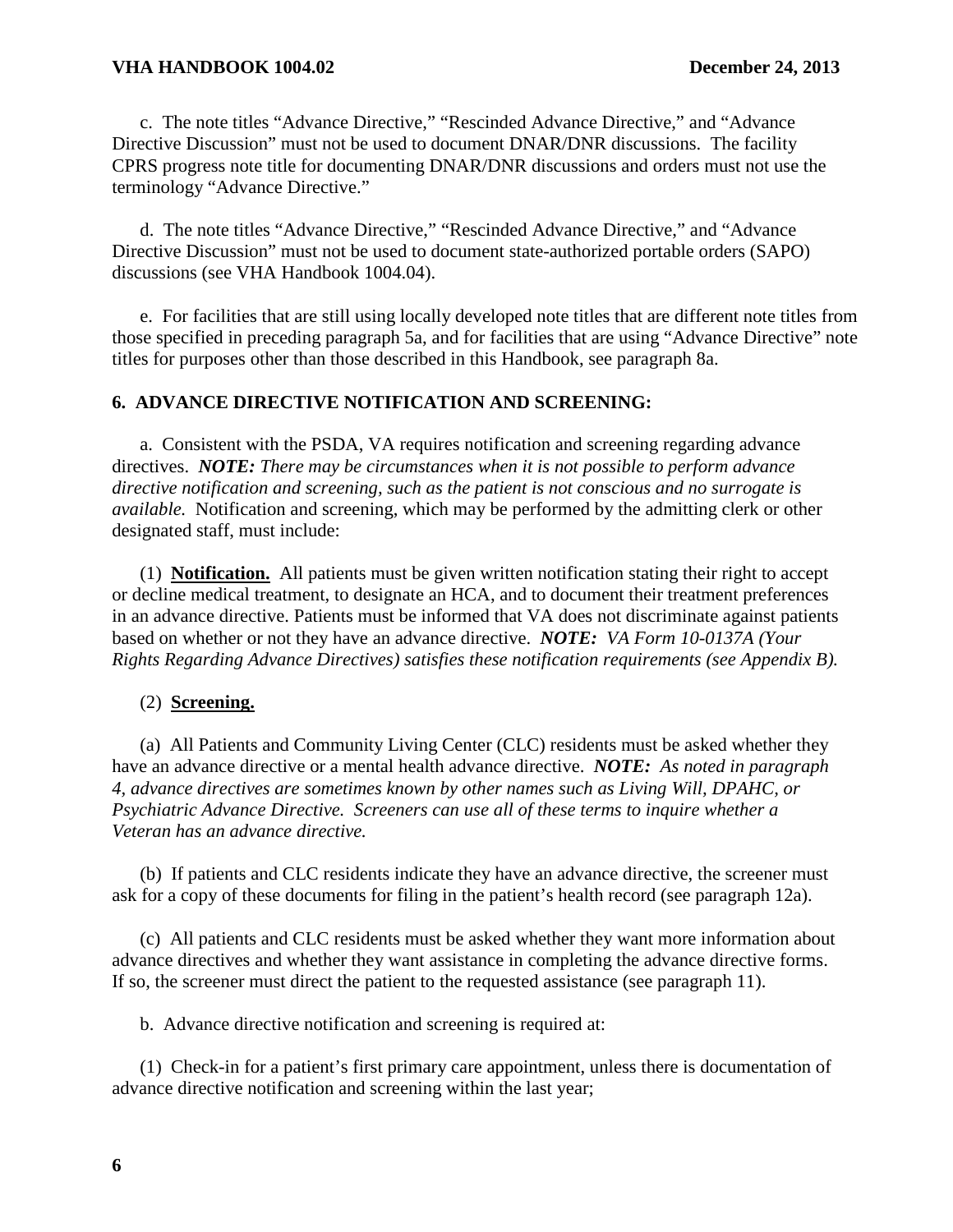c. The note titles "Advance Directive," "Rescinded Advance Directive," and "Advance Directive Discussion" must not be used to document DNAR/DNR discussions. The facility CPRS progress note title for documenting DNAR/DNR discussions and orders must not use the terminology "Advance Directive."

d. The note titles "Advance Directive," "Rescinded Advance Directive," and "Advance Directive Discussion" must not be used to document state-authorized portable orders (SAPO) discussions (see VHA Handbook 1004.04).

e. For facilities that are still using locally developed note titles that are different note titles from those specified in preceding paragraph 5a, and for facilities that are using "Advance Directive" note titles for purposes other than those described in this Handbook, see paragraph 8a.

## 6. ADVANCE DIRECTIVE NOTIFICATION AND SCREENING:

a. Consistent with the PSDA, VA requires notification and screening regarding advance directives. ***NOTE:*** *There may be circumstances when it is not possible to perform advance directive notification and screening, such as the patient is not conscious and no surrogate is available.* Notification and screening, which may be performed by the admitting clerk or other designated staff, must include:

(1) **Notification.** All patients must be given written notification stating their right to accept or decline medical treatment, to designate an HCA, and to document their treatment preferences in an advance directive. Patients must be informed that VA does not discriminate against patients based on whether or not they have an advance directive. ***NOTE:*** *VA Form 10-0137A (Your Rights Regarding Advance Directives) satisfies these notification requirements (see Appendix B).*

(2) **Screening.**

(a) All Patients and Community Living Center (CLC) residents must be asked whether they have an advance directive or a mental health advance directive. ***NOTE:*** *As noted in paragraph 4, advance directives are sometimes known by other names such as Living Will, DPAHC, or Psychiatric Advance Directive. Screeners can use all of these terms to inquire whether a Veteran has an advance directive.*

(b) If patients and CLC residents indicate they have an advance directive, the screener must ask for a copy of these documents for filing in the patient's health record (see paragraph 12a).

(c) All patients and CLC residents must be asked whether they want more information about advance directives and whether they want assistance in completing the advance directive forms. If so, the screener must direct the patient to the requested assistance (see paragraph 11).

b. Advance directive notification and screening is required at:

(1) Check-in for a patient's first primary care appointment, unless there is documentation of advance directive notification and screening within the last year;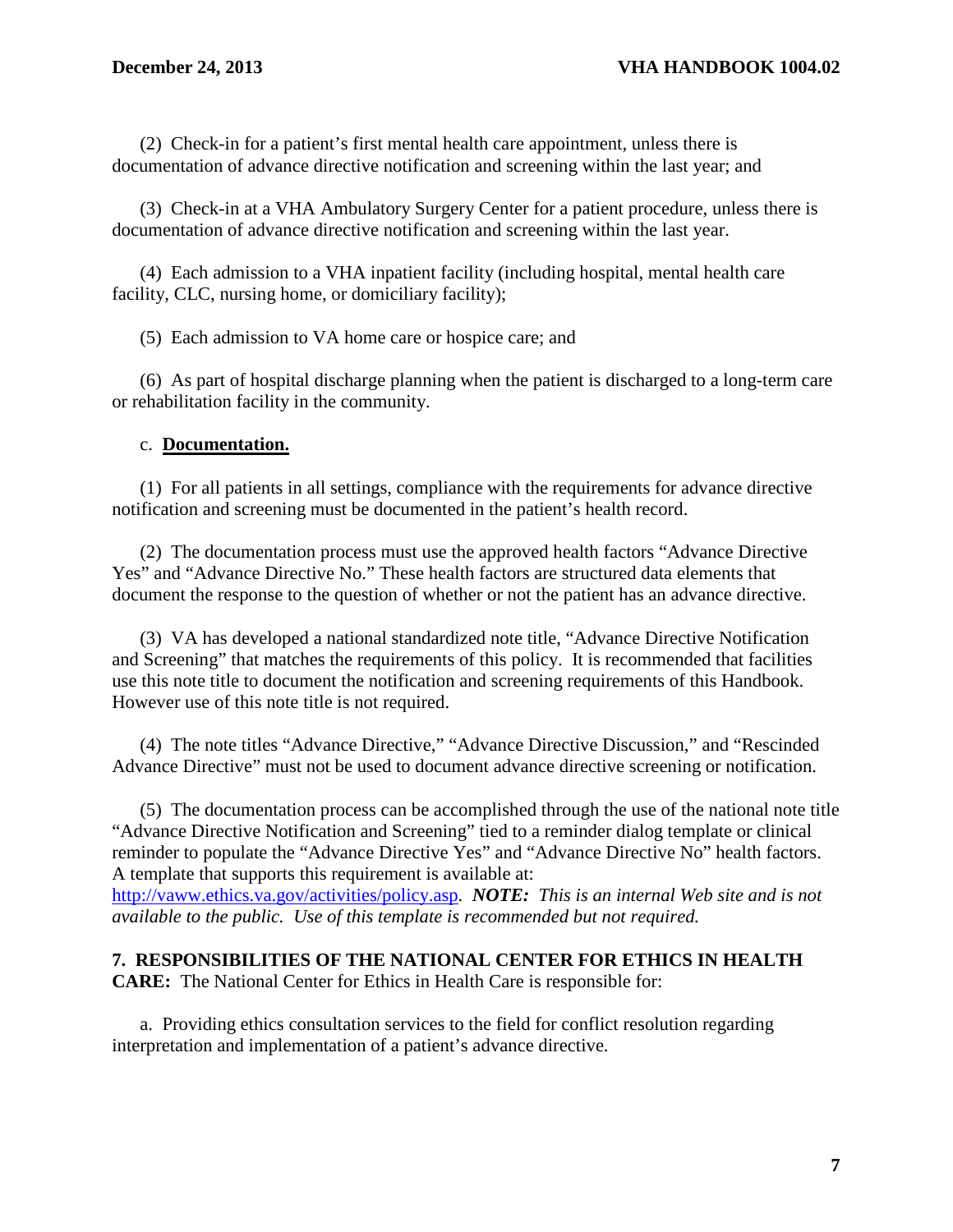(2) Check-in for a patient's first mental health care appointment, unless there is documentation of advance directive notification and screening within the last year; and

(3) Check-in at a VHA Ambulatory Surgery Center for a patient procedure, unless there is documentation of advance directive notification and screening within the last year.

(4) Each admission to a VHA inpatient facility (including hospital, mental health care facility, CLC, nursing home, or domiciliary facility);

(5) Each admission to VA home care or hospice care; and

(6) As part of hospital discharge planning when the patient is discharged to a long-term care or rehabilitation facility in the community.

c. **Documentation.**

(1) For all patients in all settings, compliance with the requirements for advance directive notification and screening must be documented in the patient's health record.

(2) The documentation process must use the approved health factors "Advance Directive Yes" and "Advance Directive No." These health factors are structured data elements that document the response to the question of whether or not the patient has an advance directive.

(3) VA has developed a national standardized note title, "Advance Directive Notification and Screening" that matches the requirements of this policy. It is recommended that facilities use this note title to document the notification and screening requirements of this Handbook. However use of this note title is not required.

(4) The note titles "Advance Directive," "Advance Directive Discussion," and "Rescinded Advance Directive" must not be used to document advance directive screening or notification.

(5) The documentation process can be accomplished through the use of the national note title "Advance Directive Notification and Screening" tied to a reminder dialog template or clinical reminder to populate the "Advance Directive Yes" and "Advance Directive No" health factors. A template that supports this requirement is available at: http://vaww.ethics.va.gov/activities/policy.asp. ***NOTE:*** *This is an internal Web site and is not available to the public. Use of this template is recommended but not required.*

**7. RESPONSIBILITIES OF THE NATIONAL CENTER FOR ETHICS IN HEALTH CARE:** The National Center for Ethics in Health Care is responsible for:

a. Providing ethics consultation services to the field for conflict resolution regarding interpretation and implementation of a patient's advance directive.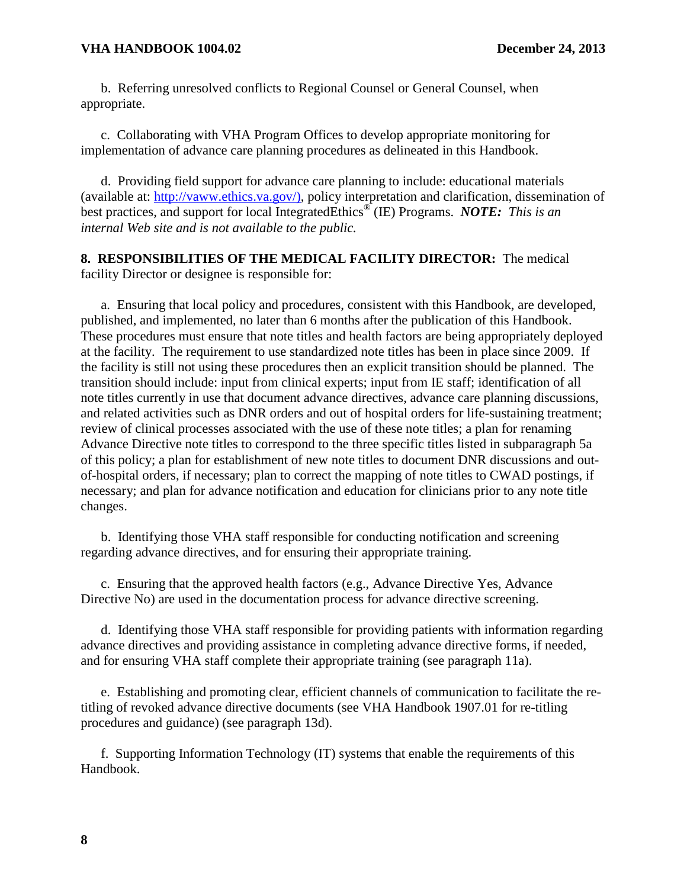b. Referring unresolved conflicts to Regional Counsel or General Counsel, when appropriate.

c. Collaborating with VHA Program Offices to develop appropriate monitoring for implementation of advance care planning procedures as delineated in this Handbook.

d. Providing field support for advance care planning to include: educational materials (available at: http://vaww.ethics.va.gov/), policy interpretation and clarification, dissemination of best practices, and support for local IntegratedEthics® (IE) Programs. ***NOTE:*** *This is an internal Web site and is not available to the public.*

**8. RESPONSIBILITIES OF THE MEDICAL FACILITY DIRECTOR:** The medical facility Director or designee is responsible for:

a. Ensuring that local policy and procedures, consistent with this Handbook, are developed, published, and implemented, no later than 6 months after the publication of this Handbook. These procedures must ensure that note titles and health factors are being appropriately deployed at the facility. The requirement to use standardized note titles has been in place since 2009. If the facility is still not using these procedures then an explicit transition should be planned. The transition should include: input from clinical experts; input from IE staff; identification of all note titles currently in use that document advance directives, advance care planning discussions, and related activities such as DNR orders and out of hospital orders for life-sustaining treatment; review of clinical processes associated with the use of these note titles; a plan for renaming Advance Directive note titles to correspond to the three specific titles listed in subparagraph 5a of this policy; a plan for establishment of new note titles to document DNR discussions and out-of-hospital orders, if necessary; plan to correct the mapping of note titles to CWAD postings, if necessary; and plan for advance notification and education for clinicians prior to any note title changes.

b. Identifying those VHA staff responsible for conducting notification and screening regarding advance directives, and for ensuring their appropriate training.

c. Ensuring that the approved health factors (e.g., Advance Directive Yes, Advance Directive No) are used in the documentation process for advance directive screening.

d. Identifying those VHA staff responsible for providing patients with information regarding advance directives and providing assistance in completing advance directive forms, if needed, and for ensuring VHA staff complete their appropriate training (see paragraph 11a).

e. Establishing and promoting clear, efficient channels of communication to facilitate the re-titling of revoked advance directive documents (see VHA Handbook 1907.01 for re-titling procedures and guidance) (see paragraph 13d).

f. Supporting Information Technology (IT) systems that enable the requirements of this Handbook.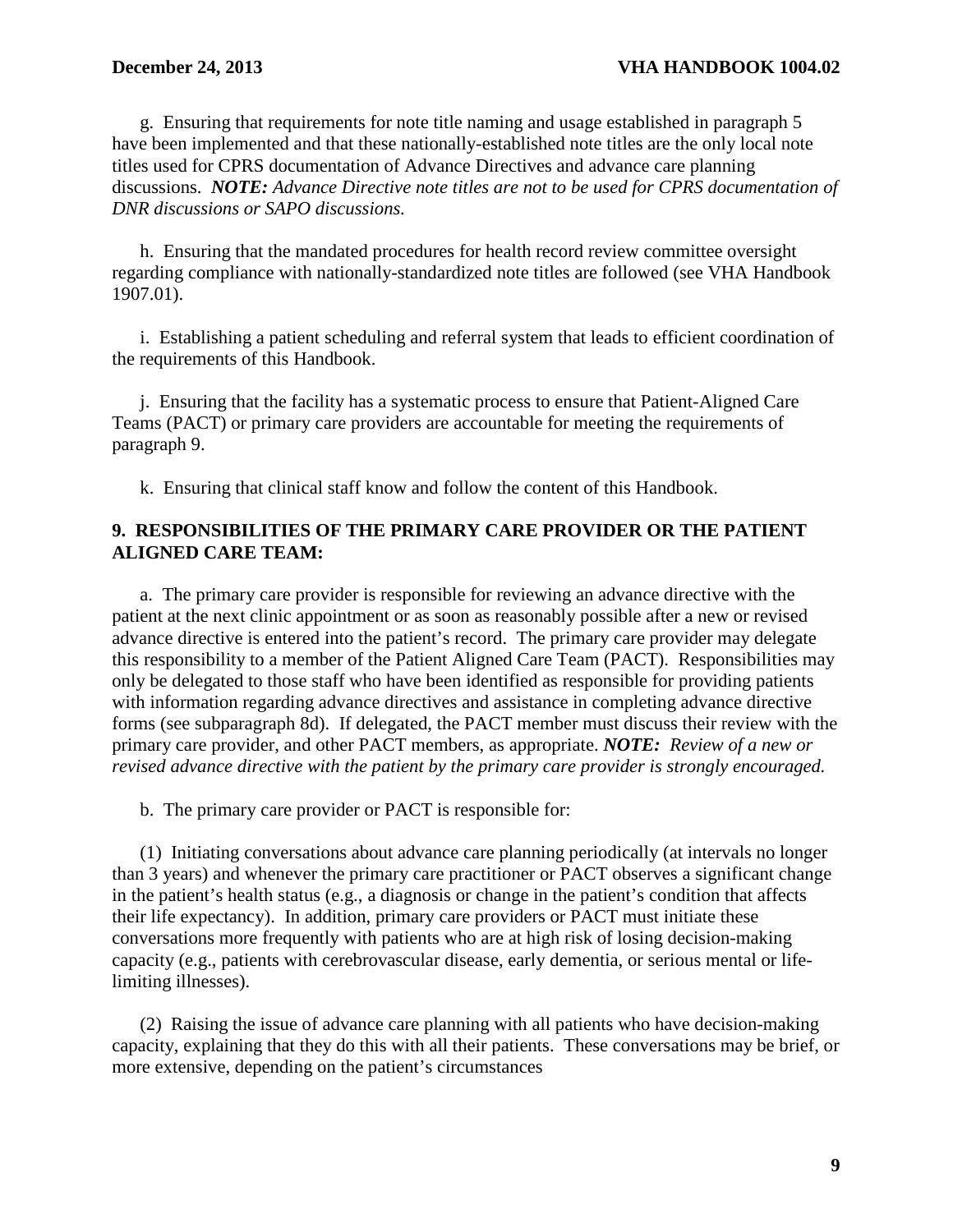g. Ensuring that requirements for note title naming and usage established in paragraph 5 have been implemented and that these nationally-established note titles are the only local note titles used for CPRS documentation of Advance Directives and advance care planning discussions. ***NOTE:*** *Advance Directive note titles are not to be used for CPRS documentation of DNR discussions or SAPO discussions.*

h. Ensuring that the mandated procedures for health record review committee oversight regarding compliance with nationally-standardized note titles are followed (see VHA Handbook 1907.01).

i. Establishing a patient scheduling and referral system that leads to efficient coordination of the requirements of this Handbook.

j. Ensuring that the facility has a systematic process to ensure that Patient-Aligned Care Teams (PACT) or primary care providers are accountable for meeting the requirements of paragraph 9.

k. Ensuring that clinical staff know and follow the content of this Handbook.

## 9. RESPONSIBILITIES OF THE PRIMARY CARE PROVIDER OR THE PATIENT ALIGNED CARE TEAM:

a. The primary care provider is responsible for reviewing an advance directive with the patient at the next clinic appointment or as soon as reasonably possible after a new or revised advance directive is entered into the patient's record. The primary care provider may delegate this responsibility to a member of the Patient Aligned Care Team (PACT). Responsibilities may only be delegated to those staff who have been identified as responsible for providing patients with information regarding advance directives and assistance in completing advance directive forms (see subparagraph 8d). If delegated, the PACT member must discuss their review with the primary care provider, and other PACT members, as appropriate. ***NOTE:*** *Review of a new or revised advance directive with the patient by the primary care provider is strongly encouraged.*

b. The primary care provider or PACT is responsible for:

(1) Initiating conversations about advance care planning periodically (at intervals no longer than 3 years) and whenever the primary care practitioner or PACT observes a significant change in the patient's health status (e.g., a diagnosis or change in the patient's condition that affects their life expectancy). In addition, primary care providers or PACT must initiate these conversations more frequently with patients who are at high risk of losing decision-making capacity (e.g., patients with cerebrovascular disease, early dementia, or serious mental or life-limiting illnesses).

(2) Raising the issue of advance care planning with all patients who have decision-making capacity, explaining that they do this with all their patients. These conversations may be brief, or more extensive, depending on the patient's circumstances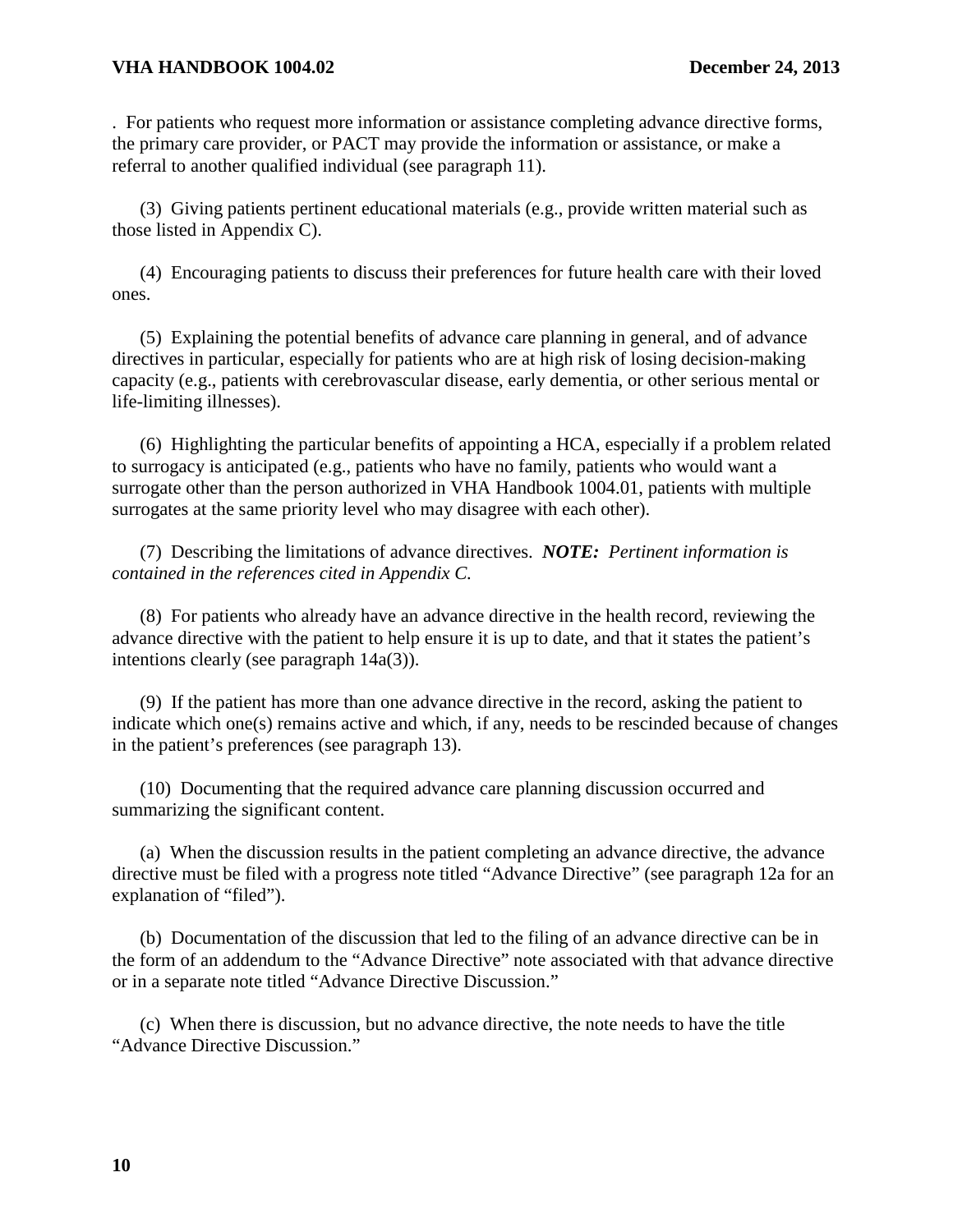. For patients who request more information or assistance completing advance directive forms, the primary care provider, or PACT may provide the information or assistance, or make a referral to another qualified individual (see paragraph 11).

(3) Giving patients pertinent educational materials (e.g., provide written material such as those listed in Appendix C).

(4) Encouraging patients to discuss their preferences for future health care with their loved ones.

(5) Explaining the potential benefits of advance care planning in general, and of advance directives in particular, especially for patients who are at high risk of losing decision-making capacity (e.g., patients with cerebrovascular disease, early dementia, or other serious mental or life-limiting illnesses).

(6) Highlighting the particular benefits of appointing a HCA, especially if a problem related to surrogacy is anticipated (e.g., patients who have no family, patients who would want a surrogate other than the person authorized in VHA Handbook 1004.01, patients with multiple surrogates at the same priority level who may disagree with each other).

(7) Describing the limitations of advance directives. ***NOTE:*** *Pertinent information is contained in the references cited in Appendix C.*

(8) For patients who already have an advance directive in the health record, reviewing the advance directive with the patient to help ensure it is up to date, and that it states the patient's intentions clearly (see paragraph 14a(3)).

(9) If the patient has more than one advance directive in the record, asking the patient to indicate which one(s) remains active and which, if any, needs to be rescinded because of changes in the patient's preferences (see paragraph 13).

(10) Documenting that the required advance care planning discussion occurred and summarizing the significant content.

(a) When the discussion results in the patient completing an advance directive, the advance directive must be filed with a progress note titled "Advance Directive" (see paragraph 12a for an explanation of "filed").

(b) Documentation of the discussion that led to the filing of an advance directive can be in the form of an addendum to the "Advance Directive" note associated with that advance directive or in a separate note titled "Advance Directive Discussion."

(c) When there is discussion, but no advance directive, the note needs to have the title "Advance Directive Discussion."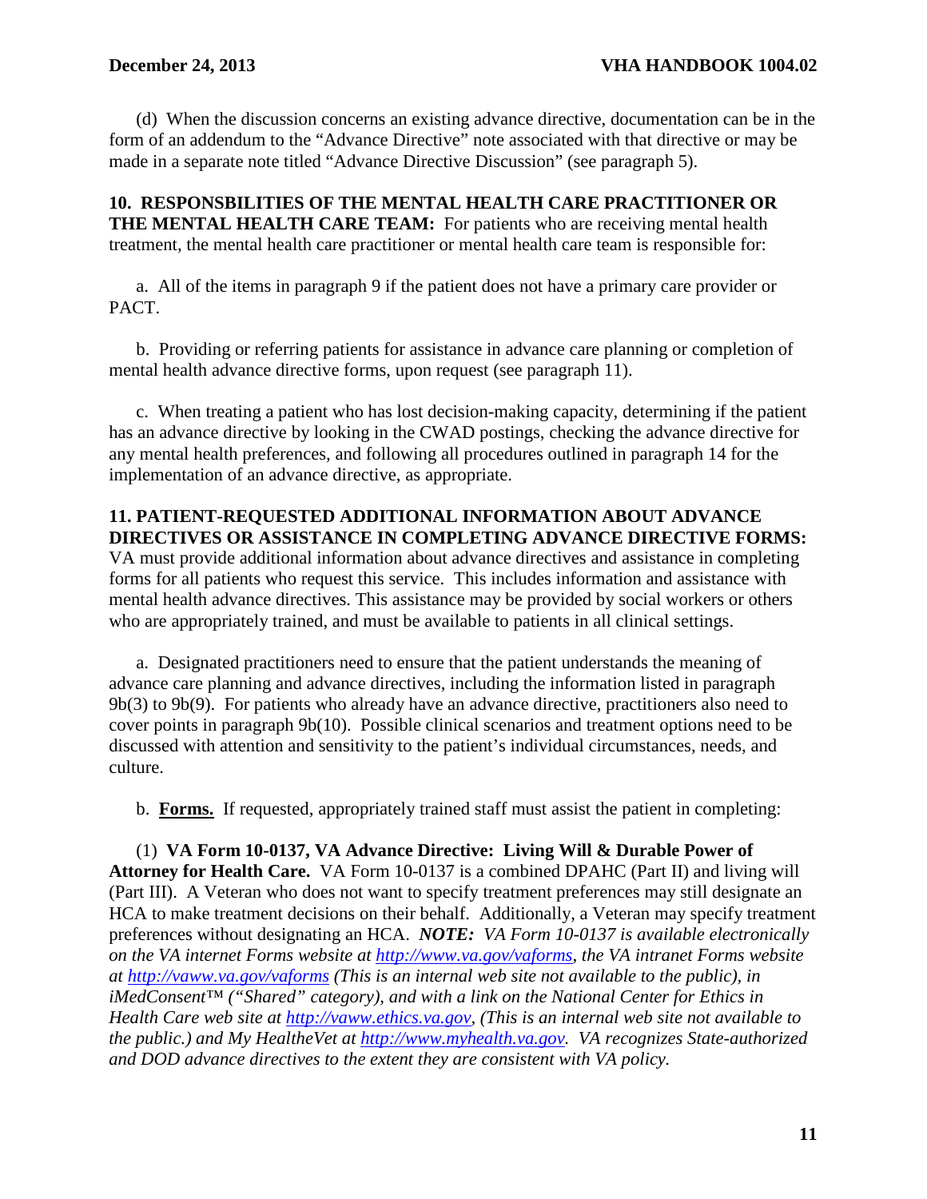(d) When the discussion concerns an existing advance directive, documentation can be in the form of an addendum to the "Advance Directive" note associated with that directive or may be made in a separate note titled "Advance Directive Discussion" (see paragraph 5).

**10. RESPONSBILITIES OF THE MENTAL HEALTH CARE PRACTITIONER OR THE MENTAL HEALTH CARE TEAM:** For patients who are receiving mental health treatment, the mental health care practitioner or mental health care team is responsible for:

a. All of the items in paragraph 9 if the patient does not have a primary care provider or PACT.

b. Providing or referring patients for assistance in advance care planning or completion of mental health advance directive forms, upon request (see paragraph 11).

c. When treating a patient who has lost decision-making capacity, determining if the patient has an advance directive by looking in the CWAD postings, checking the advance directive for any mental health preferences, and following all procedures outlined in paragraph 14 for the implementation of an advance directive, as appropriate.

**11. PATIENT-REQUESTED ADDITIONAL INFORMATION ABOUT ADVANCE DIRECTIVES OR ASSISTANCE IN COMPLETING ADVANCE DIRECTIVE FORMS:** VA must provide additional information about advance directives and assistance in completing forms for all patients who request this service. This includes information and assistance with mental health advance directives. This assistance may be provided by social workers or others who are appropriately trained, and must be available to patients in all clinical settings.

a. Designated practitioners need to ensure that the patient understands the meaning of advance care planning and advance directives, including the information listed in paragraph 9b(3) to 9b(9). For patients who already have an advance directive, practitioners also need to cover points in paragraph 9b(10). Possible clinical scenarios and treatment options need to be discussed with attention and sensitivity to the patient's individual circumstances, needs, and culture.

b. **Forms.** If requested, appropriately trained staff must assist the patient in completing:

(1) **VA Form 10-0137, VA Advance Directive: Living Will & Durable Power of Attorney for Health Care.** VA Form 10-0137 is a combined DPAHC (Part II) and living will (Part III). A Veteran who does not want to specify treatment preferences may still designate an HCA to make treatment decisions on their behalf. Additionally, a Veteran may specify treatment preferences without designating an HCA. ***NOTE:*** *VA Form 10-0137 is available electronically on the VA internet Forms website at [http://www.va.gov/vaforms](http://www.va.gov/vaforms), the VA intranet Forms website at [http://vaww.va.gov/vaforms](http://vaww.va.gov/vaforms) (This is an internal web site not available to the public), in iMedConsent™ ("Shared" category), and with a link on the National Center for Ethics in Health Care web site at [http://vaww.ethics.va.gov](http://vaww.ethics.va.gov), (This is an internal web site not available to the public.) and My HealtheVet at [http://www.myhealth.va.gov](http://www.myhealth.va.gov). VA recognizes State-authorized and DOD advance directives to the extent they are consistent with VA policy.*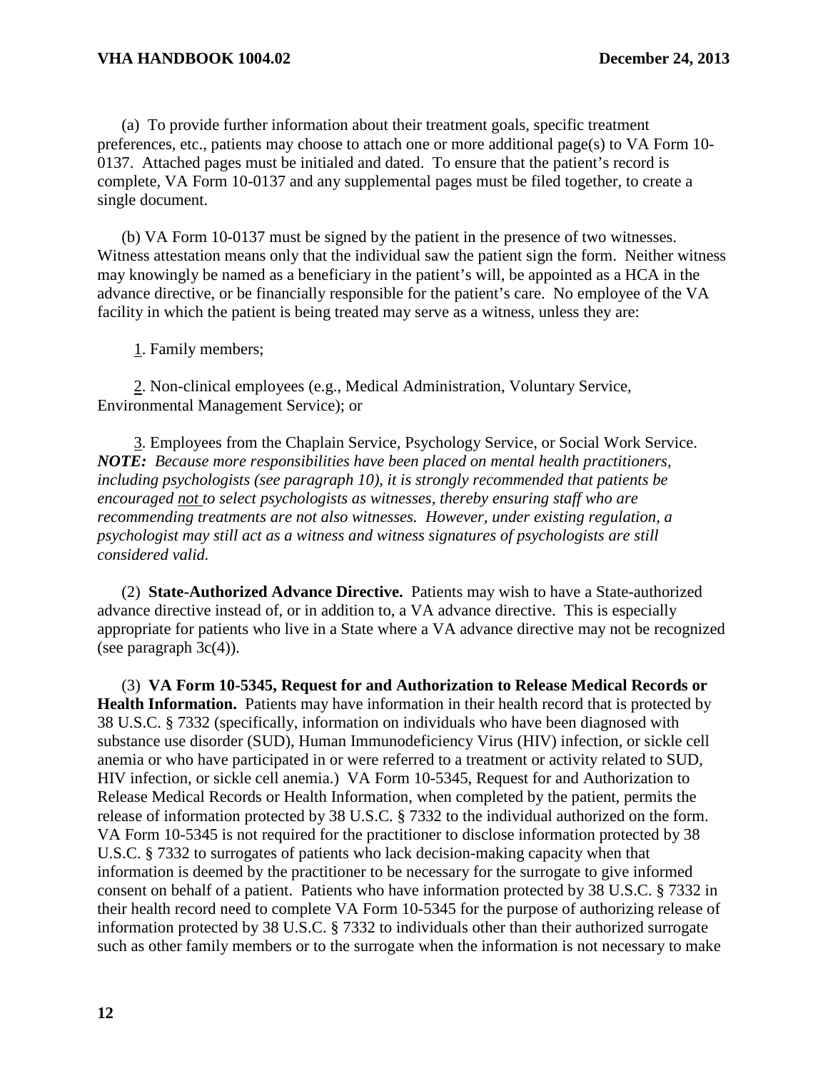(a) To provide further information about their treatment goals, specific treatment preferences, etc., patients may choose to attach one or more additional page(s) to VA Form 10-0137. Attached pages must be initialed and dated. To ensure that the patient's record is complete, VA Form 10-0137 and any supplemental pages must be filed together, to create a single document.

(b) VA Form 10-0137 must be signed by the patient in the presence of two witnesses. Witness attestation means only that the individual saw the patient sign the form. Neither witness may knowingly be named as a beneficiary in the patient's will, be appointed as a HCA in the advance directive, or be financially responsible for the patient's care. No employee of the VA facility in which the patient is being treated may serve as a witness, unless they are:

1. Family members;

2. Non-clinical employees (e.g., Medical Administration, Voluntary Service, Environmental Management Service); or

3. Employees from the Chaplain Service, Psychology Service, or Social Work Service.
***NOTE:*** *Because more responsibilities have been placed on mental health practitioners, including psychologists (see paragraph 10), it is strongly recommended that patients be encouraged not to select psychologists as witnesses, thereby ensuring staff who are recommending treatments are not also witnesses. However, under existing regulation, a psychologist may still act as a witness and witness signatures of psychologists are still considered valid.*

(2) **State-Authorized Advance Directive.** Patients may wish to have a State-authorized advance directive instead of, or in addition to, a VA advance directive. This is especially appropriate for patients who live in a State where a VA advance directive may not be recognized (see paragraph 3c(4)).

(3) **VA Form 10-5345, Request for and Authorization to Release Medical Records or Health Information.** Patients may have information in their health record that is protected by 38 U.S.C. § 7332 (specifically, information on individuals who have been diagnosed with substance use disorder (SUD), Human Immunodeficiency Virus (HIV) infection, or sickle cell anemia or who have participated in or were referred to a treatment or activity related to SUD, HIV infection, or sickle cell anemia.) VA Form 10-5345, Request for and Authorization to Release Medical Records or Health Information, when completed by the patient, permits the release of information protected by 38 U.S.C. § 7332 to the individual authorized on the form. VA Form 10-5345 is not required for the practitioner to disclose information protected by 38 U.S.C. § 7332 to surrogates of patients who lack decision-making capacity when that information is deemed by the practitioner to be necessary for the surrogate to give informed consent on behalf of a patient. Patients who have information protected by 38 U.S.C. § 7332 in their health record need to complete VA Form 10-5345 for the purpose of authorizing release of information protected by 38 U.S.C. § 7332 to individuals other than their authorized surrogate such as other family members or to the surrogate when the information is not necessary to make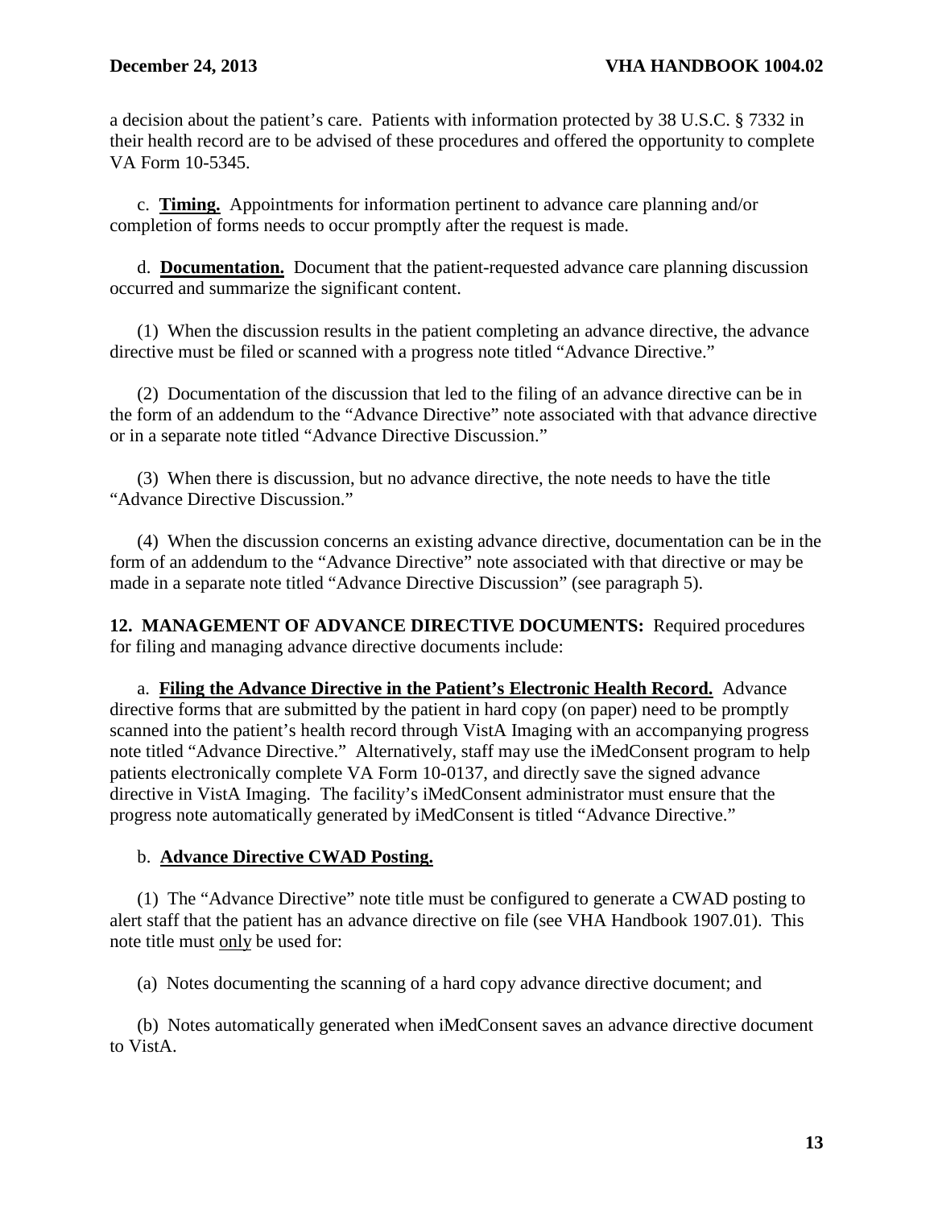a decision about the patient's care. Patients with information protected by 38 U.S.C. § 7332 in their health record are to be advised of these procedures and offered the opportunity to complete VA Form 10-5345.

c. **Timing.** Appointments for information pertinent to advance care planning and/or completion of forms needs to occur promptly after the request is made.

d. **Documentation.** Document that the patient-requested advance care planning discussion occurred and summarize the significant content.

(1) When the discussion results in the patient completing an advance directive, the advance directive must be filed or scanned with a progress note titled "Advance Directive."

(2) Documentation of the discussion that led to the filing of an advance directive can be in the form of an addendum to the "Advance Directive" note associated with that advance directive or in a separate note titled "Advance Directive Discussion."

(3) When there is discussion, but no advance directive, the note needs to have the title "Advance Directive Discussion."

(4) When the discussion concerns an existing advance directive, documentation can be in the form of an addendum to the "Advance Directive" note associated with that directive or may be made in a separate note titled "Advance Directive Discussion" (see paragraph 5).

**12. MANAGEMENT OF ADVANCE DIRECTIVE DOCUMENTS:** Required procedures for filing and managing advance directive documents include:

a. **Filing the Advance Directive in the Patient's Electronic Health Record.** Advance directive forms that are submitted by the patient in hard copy (on paper) need to be promptly scanned into the patient's health record through VistA Imaging with an accompanying progress note titled "Advance Directive." Alternatively, staff may use the iMedConsent program to help patients electronically complete VA Form 10-0137, and directly save the signed advance directive in VistA Imaging. The facility's iMedConsent administrator must ensure that the progress note automatically generated by iMedConsent is titled "Advance Directive."

b. **Advance Directive CWAD Posting.**

(1) The "Advance Directive" note title must be configured to generate a CWAD posting to alert staff that the patient has an advance directive on file (see VHA Handbook 1907.01). This note title must only be used for:

(a) Notes documenting the scanning of a hard copy advance directive document; and

(b) Notes automatically generated when iMedConsent saves an advance directive document to VistA.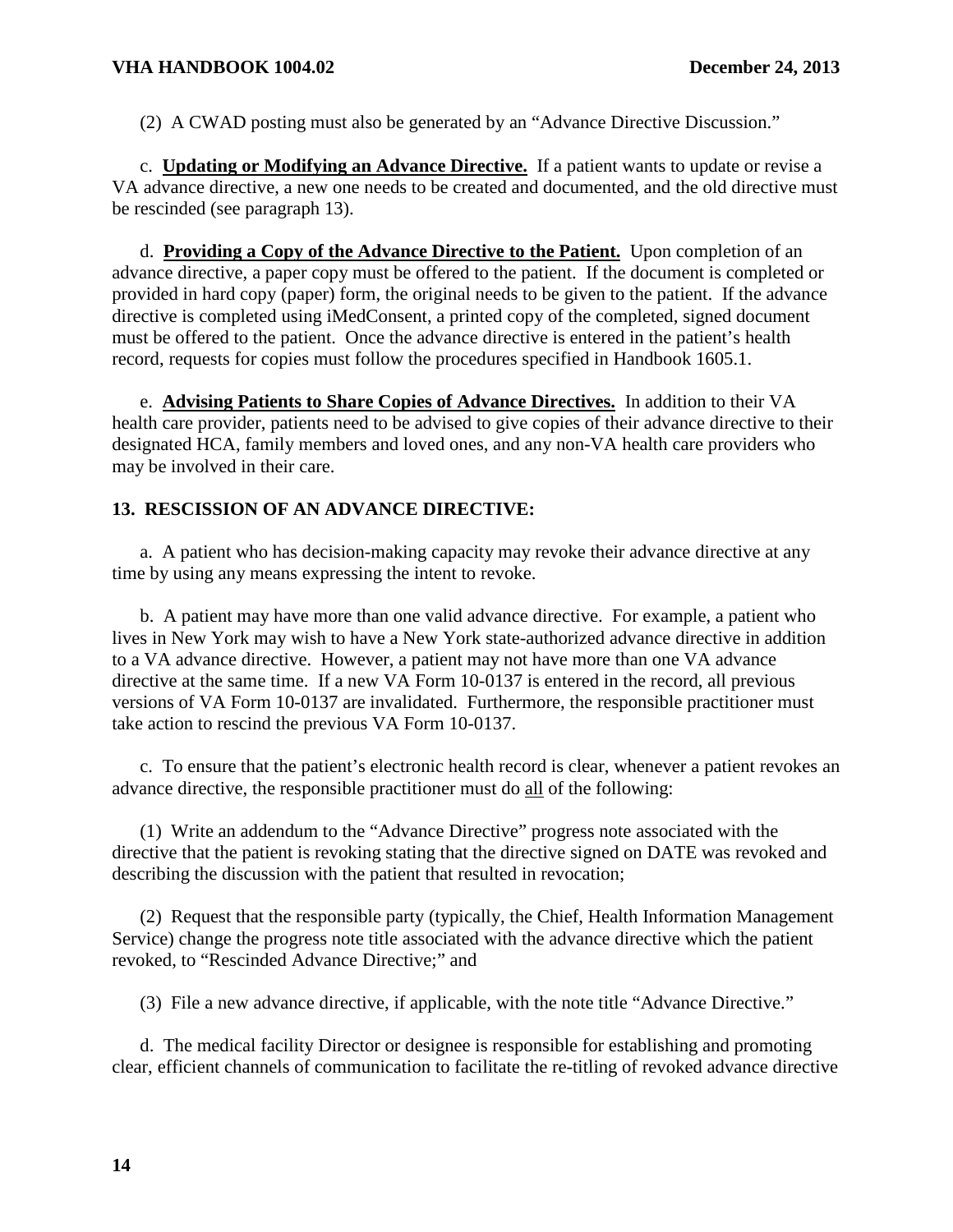(2) A CWAD posting must also be generated by an "Advance Directive Discussion."

c. **Updating or Modifying an Advance Directive.** If a patient wants to update or revise a VA advance directive, a new one needs to be created and documented, and the old directive must be rescinded (see paragraph 13).

d. **Providing a Copy of the Advance Directive to the Patient.** Upon completion of an advance directive, a paper copy must be offered to the patient. If the document is completed or provided in hard copy (paper) form, the original needs to be given to the patient. If the advance directive is completed using iMedConsent, a printed copy of the completed, signed document must be offered to the patient. Once the advance directive is entered in the patient's health record, requests for copies must follow the procedures specified in Handbook 1605.1.

e. **Advising Patients to Share Copies of Advance Directives.** In addition to their VA health care provider, patients need to be advised to give copies of their advance directive to their designated HCA, family members and loved ones, and any non-VA health care providers who may be involved in their care.

## 13. RESCISSION OF AN ADVANCE DIRECTIVE:

a. A patient who has decision-making capacity may revoke their advance directive at any time by using any means expressing the intent to revoke.

b. A patient may have more than one valid advance directive. For example, a patient who lives in New York may wish to have a New York state-authorized advance directive in addition to a VA advance directive. However, a patient may not have more than one VA advance directive at the same time. If a new VA Form 10-0137 is entered in the record, all previous versions of VA Form 10-0137 are invalidated. Furthermore, the responsible practitioner must take action to rescind the previous VA Form 10-0137.

c. To ensure that the patient's electronic health record is clear, whenever a patient revokes an advance directive, the responsible practitioner must do all of the following:

(1) Write an addendum to the "Advance Directive" progress note associated with the directive that the patient is revoking stating that the directive signed on DATE was revoked and describing the discussion with the patient that resulted in revocation;

(2) Request that the responsible party (typically, the Chief, Health Information Management Service) change the progress note title associated with the advance directive which the patient revoked, to "Rescinded Advance Directive;" and

(3) File a new advance directive, if applicable, with the note title "Advance Directive."

d. The medical facility Director or designee is responsible for establishing and promoting clear, efficient channels of communication to facilitate the re-titling of revoked advance directive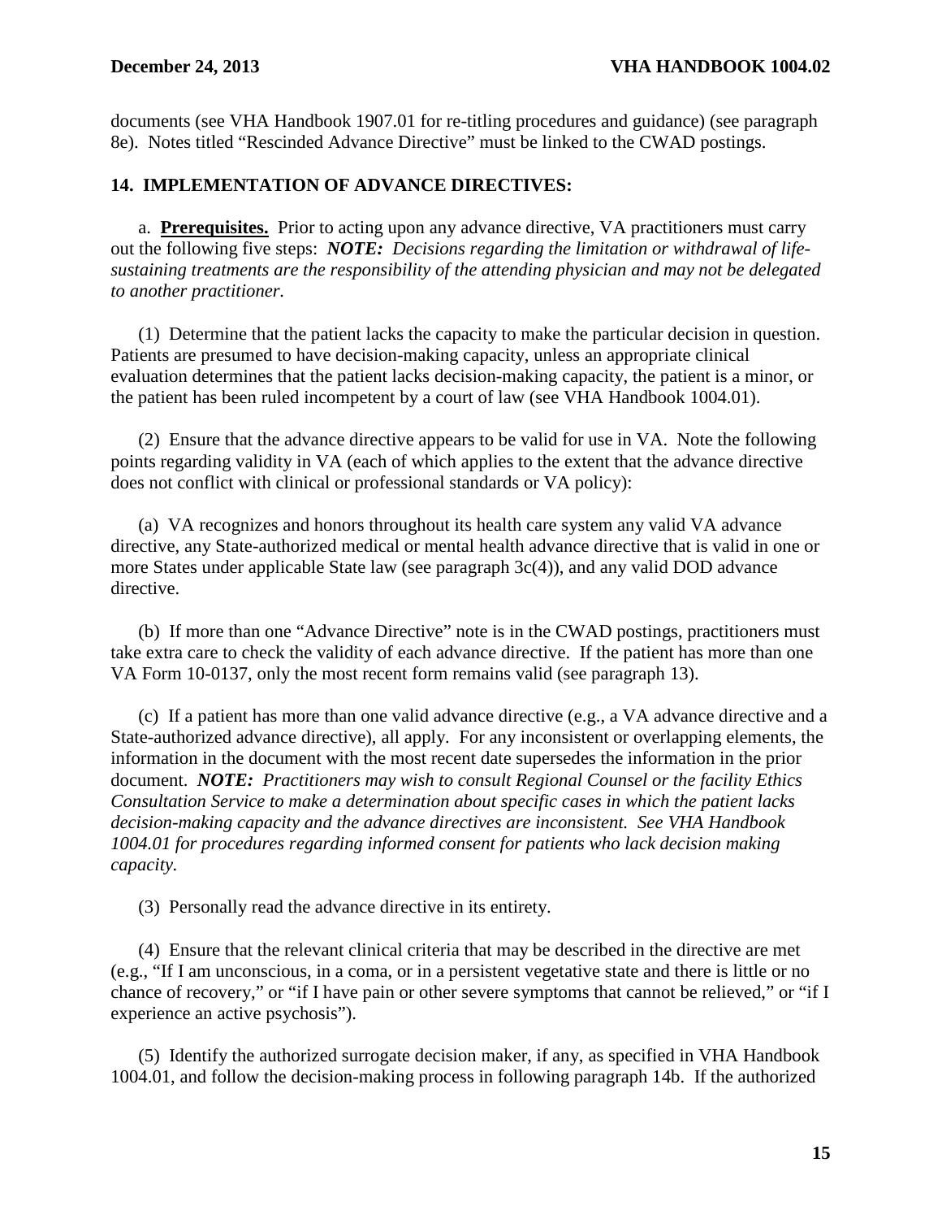documents (see VHA Handbook 1907.01 for re-titling procedures and guidance) (see paragraph 8e). Notes titled "Rescinded Advance Directive" must be linked to the CWAD postings.

## 14. IMPLEMENTATION OF ADVANCE DIRECTIVES:

a. **Prerequisites.** Prior to acting upon any advance directive, VA practitioners must carry out the following five steps: ***NOTE:*** *Decisions regarding the limitation or withdrawal of life-sustaining treatments are the responsibility of the attending physician and may not be delegated to another practitioner.*

(1) Determine that the patient lacks the capacity to make the particular decision in question. Patients are presumed to have decision-making capacity, unless an appropriate clinical evaluation determines that the patient lacks decision-making capacity, the patient is a minor, or the patient has been ruled incompetent by a court of law (see VHA Handbook 1004.01).

(2) Ensure that the advance directive appears to be valid for use in VA. Note the following points regarding validity in VA (each of which applies to the extent that the advance directive does not conflict with clinical or professional standards or VA policy):

(a) VA recognizes and honors throughout its health care system any valid VA advance directive, any State-authorized medical or mental health advance directive that is valid in one or more States under applicable State law (see paragraph 3c(4)), and any valid DOD advance directive.

(b) If more than one "Advance Directive" note is in the CWAD postings, practitioners must take extra care to check the validity of each advance directive. If the patient has more than one VA Form 10-0137, only the most recent form remains valid (see paragraph 13).

(c) If a patient has more than one valid advance directive (e.g., a VA advance directive and a State-authorized advance directive), all apply. For any inconsistent or overlapping elements, the information in the document with the most recent date supersedes the information in the prior document. ***NOTE:*** *Practitioners may wish to consult Regional Counsel or the facility Ethics Consultation Service to make a determination about specific cases in which the patient lacks decision-making capacity and the advance directives are inconsistent. See VHA Handbook 1004.01 for procedures regarding informed consent for patients who lack decision making capacity.*

(3) Personally read the advance directive in its entirety.

(4) Ensure that the relevant clinical criteria that may be described in the directive are met (e.g., "If I am unconscious, in a coma, or in a persistent vegetative state and there is little or no chance of recovery," or "if I have pain or other severe symptoms that cannot be relieved," or "if I experience an active psychosis").

(5) Identify the authorized surrogate decision maker, if any, as specified in VHA Handbook 1004.01, and follow the decision-making process in following paragraph 14b. If the authorized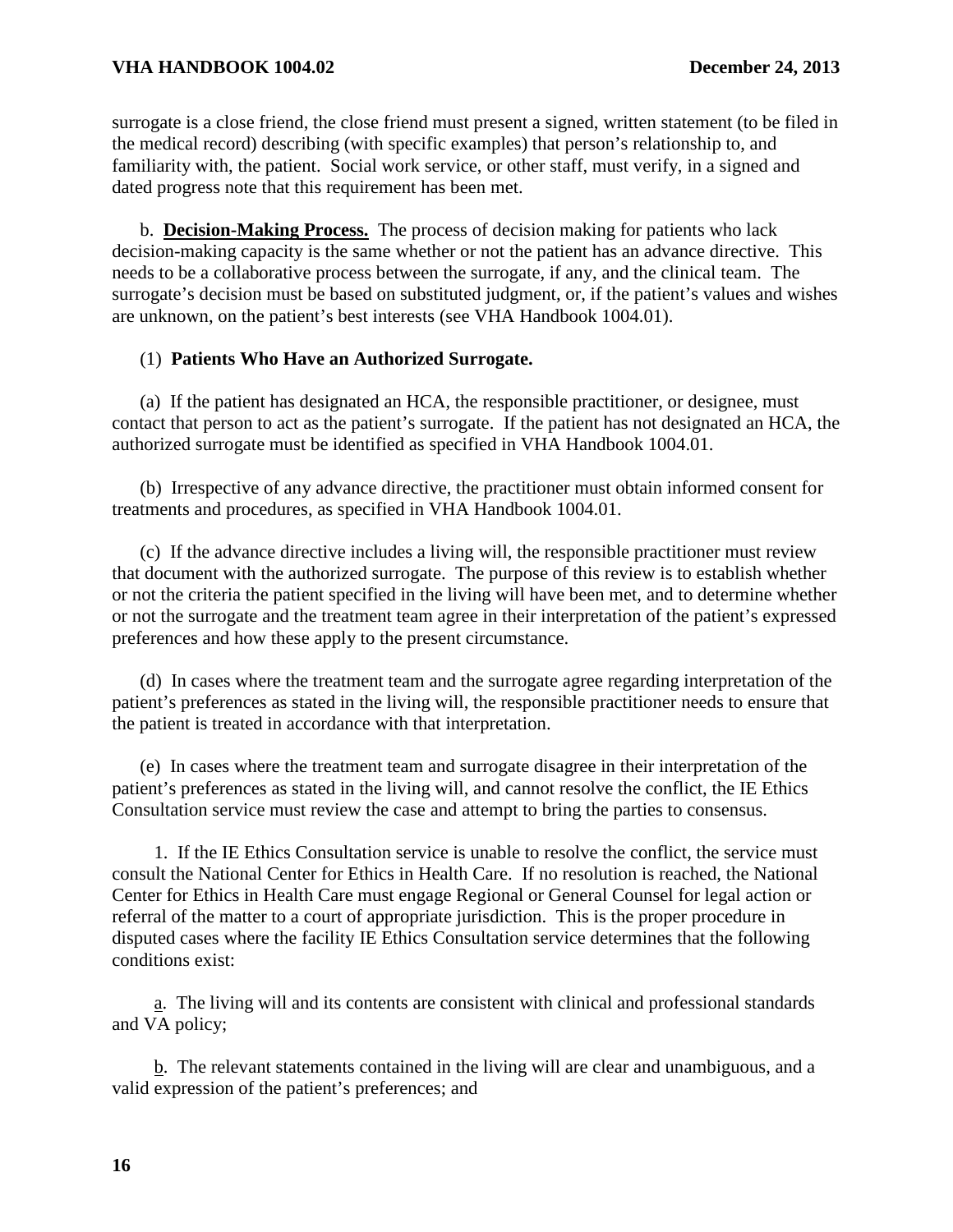surrogate is a close friend, the close friend must present a signed, written statement (to be filed in the medical record) describing (with specific examples) that person's relationship to, and familiarity with, the patient. Social work service, or other staff, must verify, in a signed and dated progress note that this requirement has been met.

b. **Decision-Making Process.** The process of decision making for patients who lack decision-making capacity is the same whether or not the patient has an advance directive. This needs to be a collaborative process between the surrogate, if any, and the clinical team. The surrogate's decision must be based on substituted judgment, or, if the patient's values and wishes are unknown, on the patient's best interests (see VHA Handbook 1004.01).

(1) **Patients Who Have an Authorized Surrogate.**

(a) If the patient has designated an HCA, the responsible practitioner, or designee, must contact that person to act as the patient's surrogate. If the patient has not designated an HCA, the authorized surrogate must be identified as specified in VHA Handbook 1004.01.

(b) Irrespective of any advance directive, the practitioner must obtain informed consent for treatments and procedures, as specified in VHA Handbook 1004.01.

(c) If the advance directive includes a living will, the responsible practitioner must review that document with the authorized surrogate. The purpose of this review is to establish whether or not the criteria the patient specified in the living will have been met, and to determine whether or not the surrogate and the treatment team agree in their interpretation of the patient's expressed preferences and how these apply to the present circumstance.

(d) In cases where the treatment team and the surrogate agree regarding interpretation of the patient's preferences as stated in the living will, the responsible practitioner needs to ensure that the patient is treated in accordance with that interpretation.

(e) In cases where the treatment team and surrogate disagree in their interpretation of the patient's preferences as stated in the living will, and cannot resolve the conflict, the IE Ethics Consultation service must review the case and attempt to bring the parties to consensus.

1. If the IE Ethics Consultation service is unable to resolve the conflict, the service must consult the National Center for Ethics in Health Care. If no resolution is reached, the National Center for Ethics in Health Care must engage Regional or General Counsel for legal action or referral of the matter to a court of appropriate jurisdiction. This is the proper procedure in disputed cases where the facility IE Ethics Consultation service determines that the following conditions exist:

a. The living will and its contents are consistent with clinical and professional standards and VA policy;

b. The relevant statements contained in the living will are clear and unambiguous, and a valid expression of the patient's preferences; and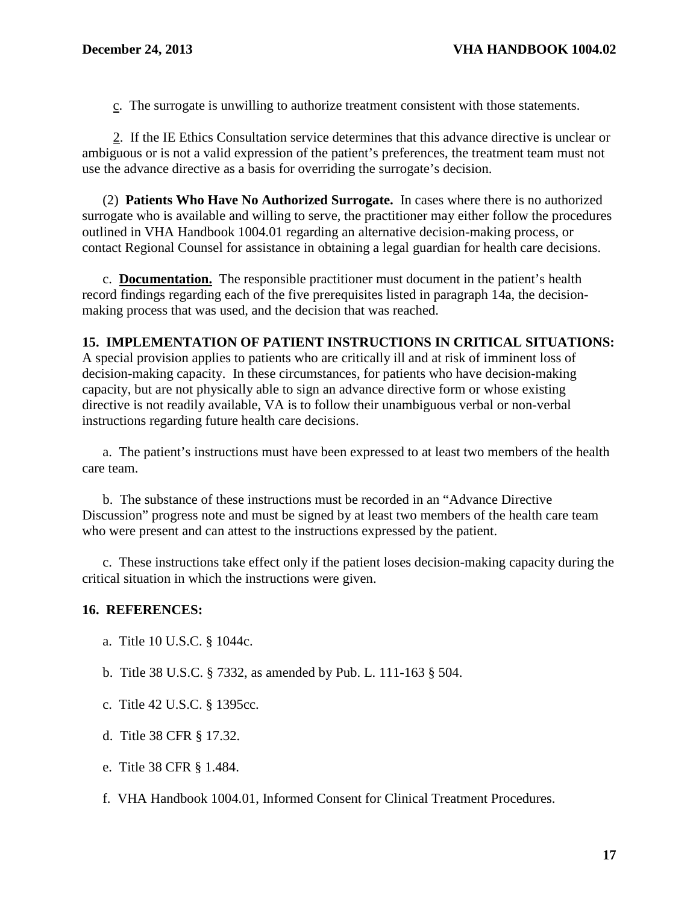c. The surrogate is unwilling to authorize treatment consistent with those statements.

2. If the IE Ethics Consultation service determines that this advance directive is unclear or ambiguous or is not a valid expression of the patient's preferences, the treatment team must not use the advance directive as a basis for overriding the surrogate's decision.

(2) **Patients Who Have No Authorized Surrogate.** In cases where there is no authorized surrogate who is available and willing to serve, the practitioner may either follow the procedures outlined in VHA Handbook 1004.01 regarding an alternative decision-making process, or contact Regional Counsel for assistance in obtaining a legal guardian for health care decisions.

c. **Documentation.** The responsible practitioner must document in the patient's health record findings regarding each of the five prerequisites listed in paragraph 14a, the decision-making process that was used, and the decision that was reached.

**15. IMPLEMENTATION OF PATIENT INSTRUCTIONS IN CRITICAL SITUATIONS:** A special provision applies to patients who are critically ill and at risk of imminent loss of decision-making capacity. In these circumstances, for patients who have decision-making capacity, but are not physically able to sign an advance directive form or whose existing directive is not readily available, VA is to follow their unambiguous verbal or non-verbal instructions regarding future health care decisions.

a. The patient's instructions must have been expressed to at least two members of the health care team.

b. The substance of these instructions must be recorded in an "Advance Directive Discussion" progress note and must be signed by at least two members of the health care team who were present and can attest to the instructions expressed by the patient.

c. These instructions take effect only if the patient loses decision-making capacity during the critical situation in which the instructions were given.

**16. REFERENCES:**

a. Title 10 U.S.C. § 1044c.

b. Title 38 U.S.C. § 7332, as amended by Pub. L. 111-163 § 504.

c. Title 42 U.S.C. § 1395cc.

d. Title 38 CFR § 17.32.

e. Title 38 CFR § 1.484.

f. VHA Handbook 1004.01, Informed Consent for Clinical Treatment Procedures.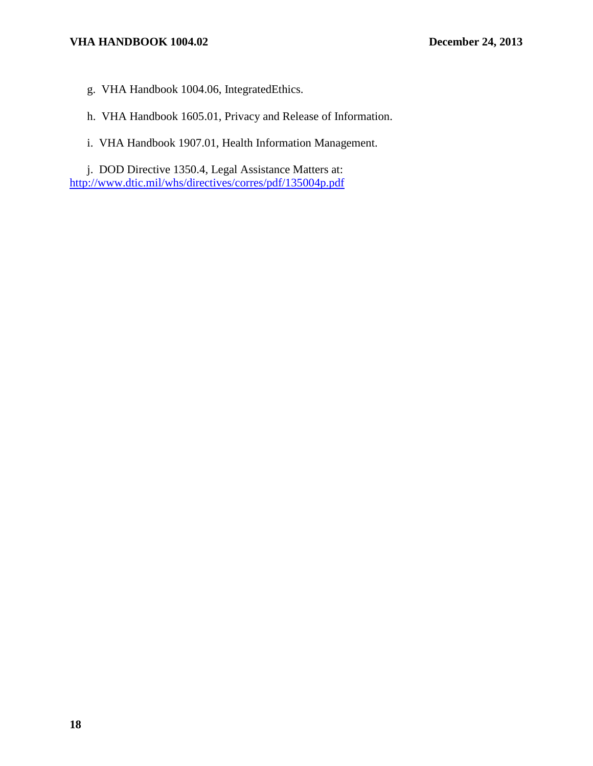g. VHA Handbook 1004.06, IntegratedEthics.

h. VHA Handbook 1605.01, Privacy and Release of Information.

i. VHA Handbook 1907.01, Health Information Management.

j. DOD Directive 1350.4, Legal Assistance Matters at: http://www.dtic.mil/whs/directives/corres/pdf/135004p.pdf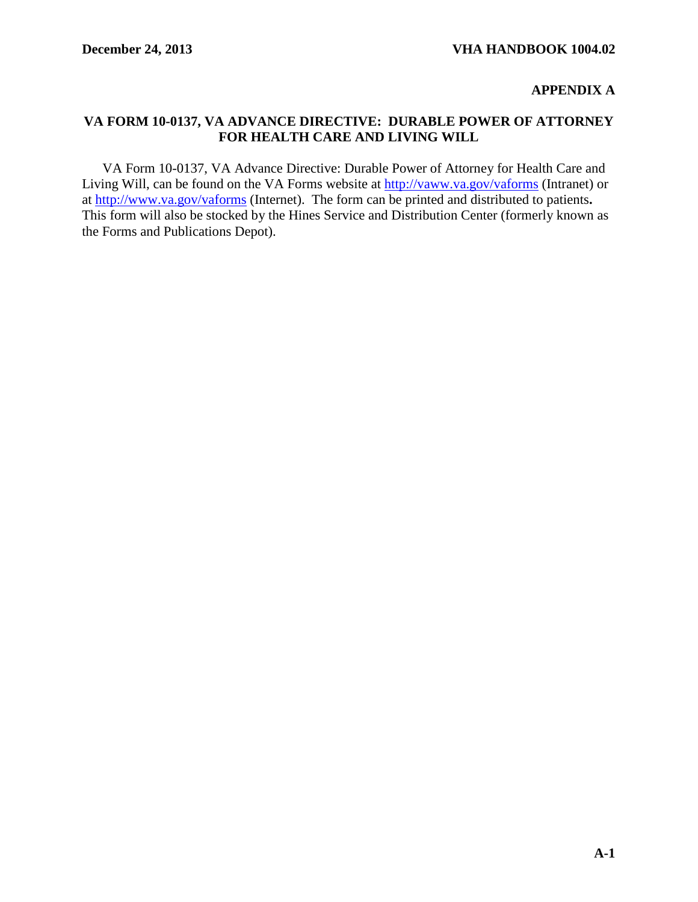## APPENDIX A

## VA FORM 10-0137, VA ADVANCE DIRECTIVE: DURABLE POWER OF ATTORNEY FOR HEALTH CARE AND LIVING WILL

VA Form 10-0137, VA Advance Directive: Durable Power of Attorney for Health Care and Living Will, can be found on the VA Forms website at http://vaww.va.gov/vaforms (Intranet) or at http://www.va.gov/vaforms (Internet). The form can be printed and distributed to patients**.** This form will also be stocked by the Hines Service and Distribution Center (formerly known as the Forms and Publications Depot).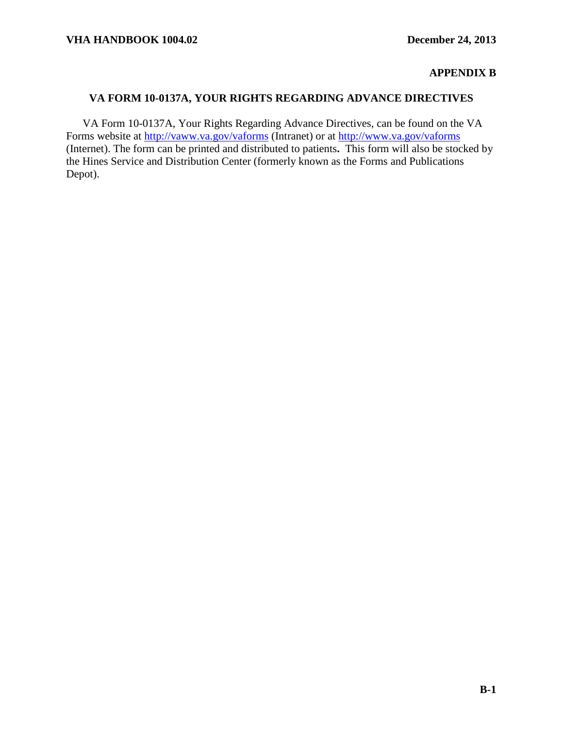**APPENDIX B**

## VA FORM 10-0137A, YOUR RIGHTS REGARDING ADVANCE DIRECTIVES

VA Form 10-0137A, Your Rights Regarding Advance Directives, can be found on the VA Forms website at http://vaww.va.gov/vaforms (Intranet) or at http://www.va.gov/vaforms (Internet). The form can be printed and distributed to patients**.** This form will also be stocked by the Hines Service and Distribution Center (formerly known as the Forms and Publications Depot).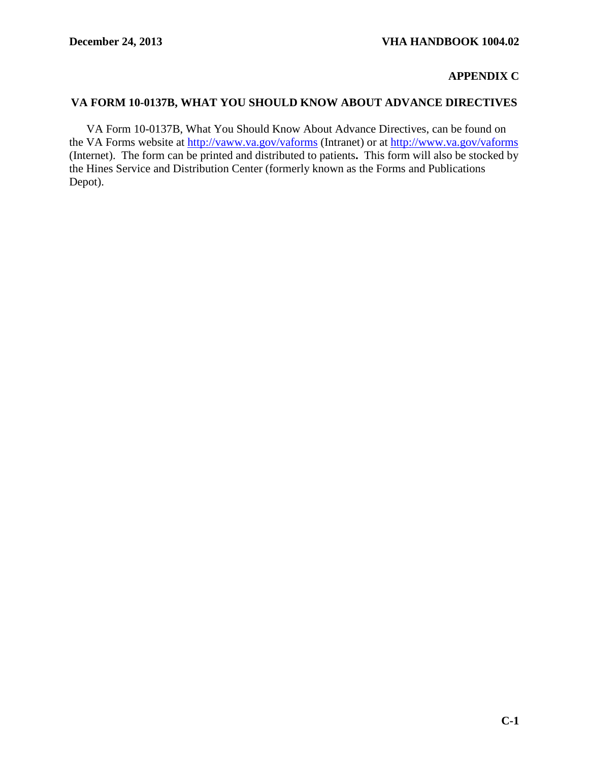## APPENDIX C

## VA FORM 10-0137B, WHAT YOU SHOULD KNOW ABOUT ADVANCE DIRECTIVES

VA Form 10-0137B, What You Should Know About Advance Directives, can be found on the VA Forms website at http://vaww.va.gov/vaforms (Intranet) or at http://www.va.gov/vaforms (Internet). The form can be printed and distributed to patients**.** This form will also be stocked by the Hines Service and Distribution Center (formerly known as the Forms and Publications Depot).